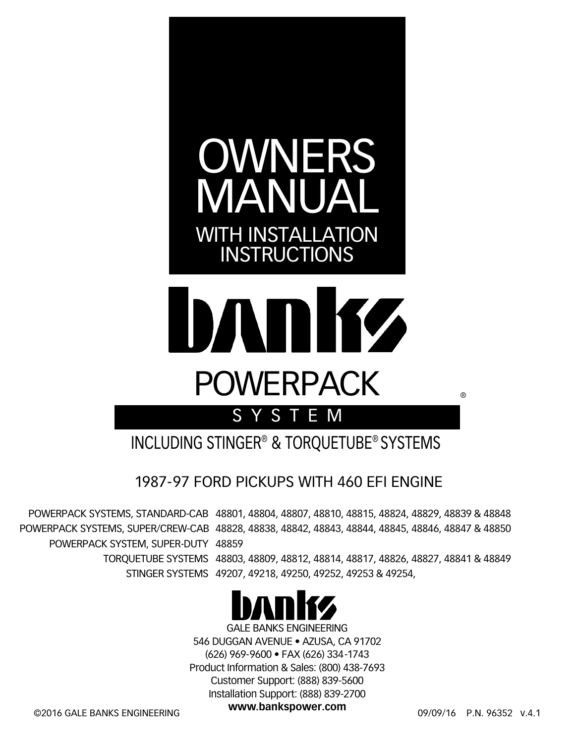# OWNERS MANUAL

## WITH INSTALLATION INSTRUCTIONS

# banks

# POWERPACK®

## SYSTEM

### INCLUDING STINGER® & TORQUETUBE® SYSTEMS

### 1987-97 FORD PICKUPS WITH 460 EFI ENGINE

| | |
|---|---|
| POWERPACK SYSTEMS, STANDARD-CAB | 48801, 48804, 48807, 48810, 48815, 48824, 48829, 48839 & 48848 |
| POWERPACK SYSTEMS, SUPER/CREW-CAB | 48828, 48838, 48842, 48843, 48844, 48845, 48846, 48847 & 48850 |
| POWERPACK SYSTEM, SUPER-DUTY | 48859 |
| TORQUETUBE SYSTEMS | 48803, 48809, 48812, 48814, 48817, 48826, 48827, 48841 & 48849 |
| STINGER SYSTEMS | 49207, 49218, 49250, 49252, 49253 & 49254, |

banks

GALE BANKS ENGINEERING
546 DUGGAN AVENUE • AZUSA, CA 91702
(626) 969-9600 • FAX (626) 334-1743
Product Information & Sales: (800) 438-7693
Customer Support: (888) 839-5600
Installation Support: (888) 839-2700
**www.bankspower.com**

©2016 GALE BANKS ENGINEERING

09/09/16 P.N. 96352 v.4.1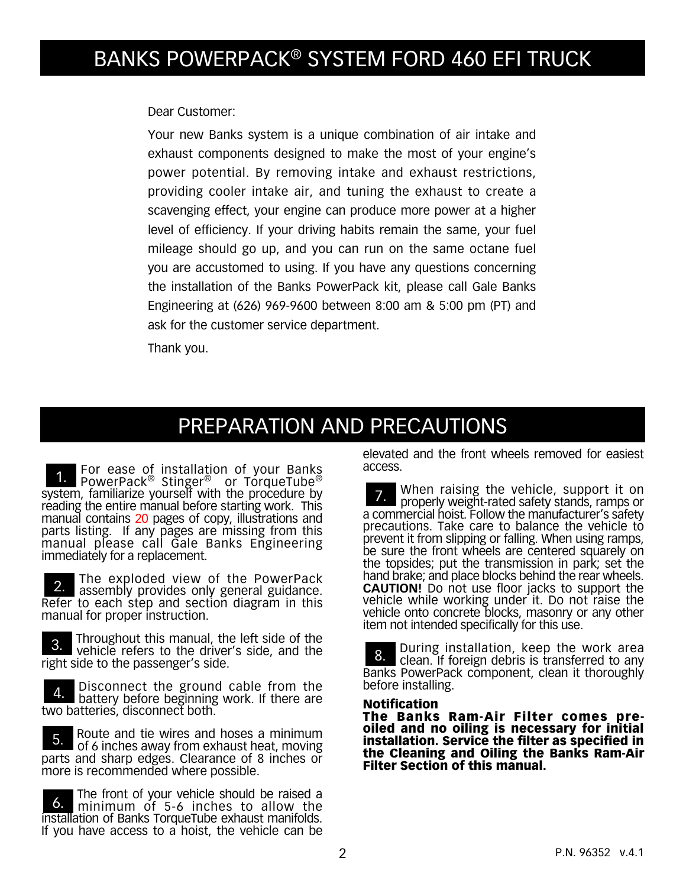# BANKS POWERPACK® SYSTEM FORD 460 EFI TRUCK

Dear Customer:

Your new Banks system is a unique combination of air intake and exhaust components designed to make the most of your engine's power potential. By removing intake and exhaust restrictions, providing cooler intake air, and tuning the exhaust to create a scavenging effect, your engine can produce more power at a higher level of efficiency. If your driving habits remain the same, your fuel mileage should go up, and you can run on the same octane fuel you are accustomed to using. If you have any questions concerning the installation of the Banks PowerPack kit, please call Gale Banks Engineering at (626) 969-9600 between 8:00 am & 5:00 pm (PT) and ask for the customer service department.

Thank you.

# PREPARATION AND PRECAUTIONS

1. For ease of installation of your Banks PowerPack® Stinger® or TorqueTube® system, familiarize yourself with the procedure by reading the entire manual before starting work. This manual contains 20 pages of copy, illustrations and parts listing. If any pages are missing from this manual please call Gale Banks Engineering immediately for a replacement.

2. The exploded view of the PowerPack assembly provides only general guidance. Refer to each step and section diagram in this manual for proper instruction.

3. Throughout this manual, the left side of the vehicle refers to the driver's side, and the right side to the passenger's side.

4. Disconnect the ground cable from the battery before beginning work. If there are two batteries, disconnect both.

5. Route and tie wires and hoses a minimum of 6 inches away from exhaust heat, moving parts and sharp edges. Clearance of 8 inches or more is recommended where possible.

6. The front of your vehicle should be raised a minimum of 5-6 inches to allow the installation of Banks TorqueTube exhaust manifolds. If you have access to a hoist, the vehicle can be elevated and the front wheels removed for easiest access.

7. When raising the vehicle, support it on properly weight-rated safety stands, ramps or a commercial hoist. Follow the manufacturer's safety precautions. Take care to balance the vehicle to prevent it from slipping or falling. When using ramps, be sure the front wheels are centered squarely on the topsides; put the transmission in park; set the hand brake; and place blocks behind the rear wheels. **CAUTION!** Do not use floor jacks to support the vehicle while working under it. Do not raise the vehicle onto concrete blocks, masonry or any other item not intended specifically for this use.

8. During installation, keep the work area clean. If foreign debris is transferred to any Banks PowerPack component, clean it thoroughly before installing.

**Notification**

**The Banks Ram-Air Filter comes pre-oiled and no oiling is necessary for initial installation. Service the filter as specified in the Cleaning and Oiling the Banks Ram-Air Filter Section of this manual.**

P.N. 96352 v.4.1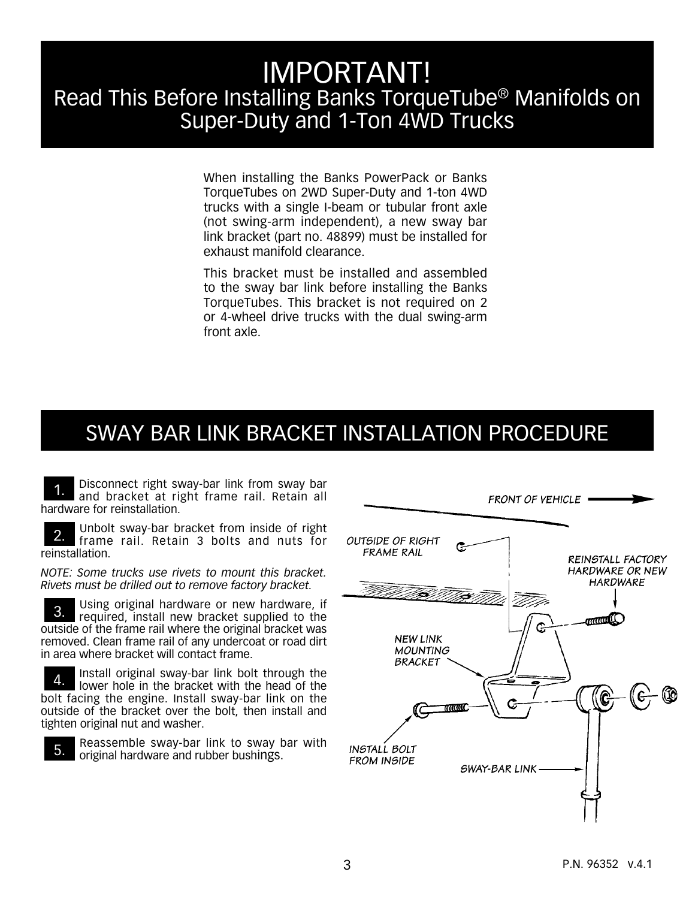# IMPORTANT!

## Read This Before Installing Banks TorqueTube® Manifolds on Super-Duty and 1-Ton 4WD Trucks

When installing the Banks PowerPack or Banks TorqueTubes on 2WD Super-Duty and 1-ton 4WD trucks with a single I-beam or tubular front axle (not swing-arm independent), a new sway bar link bracket (part no. 48899) must be installed for exhaust manifold clearance.

This bracket must be installed and assembled to the sway bar link before installing the Banks TorqueTubes. This bracket is not required on 2 or 4-wheel drive trucks with the dual swing-arm front axle.

# SWAY BAR LINK BRACKET INSTALLATION PROCEDURE

1. Disconnect right sway-bar link from sway bar and bracket at right frame rail. Retain all hardware for reinstallation.

2. Unbolt sway-bar bracket from inside of right frame rail. Retain 3 bolts and nuts for reinstallation.

*NOTE: Some trucks use rivets to mount this bracket. Rivets must be drilled out to remove factory bracket.*

3. Using original hardware or new hardware, if required, install new bracket supplied to the outside of the frame rail where the original bracket was removed. Clean frame rail of any undercoat or road dirt in area where bracket will contact frame.

4. Install original sway-bar link bolt through the lower hole in the bracket with the head of the bolt facing the engine. Install sway-bar link on the outside of the bracket over the bolt, then install and tighten original nut and washer.

5. Reassemble sway-bar link to sway bar with original hardware and rubber bushings.

FRONT OF VEHICLE

OUTSIDE OF RIGHT FRAME RAIL

REINSTALL FACTORY HARDWARE OR NEW HARDWARE

NEW LINK MOUNTING BRACKET

INSTALL BOLT FROM INSIDE

SWAY-BAR LINK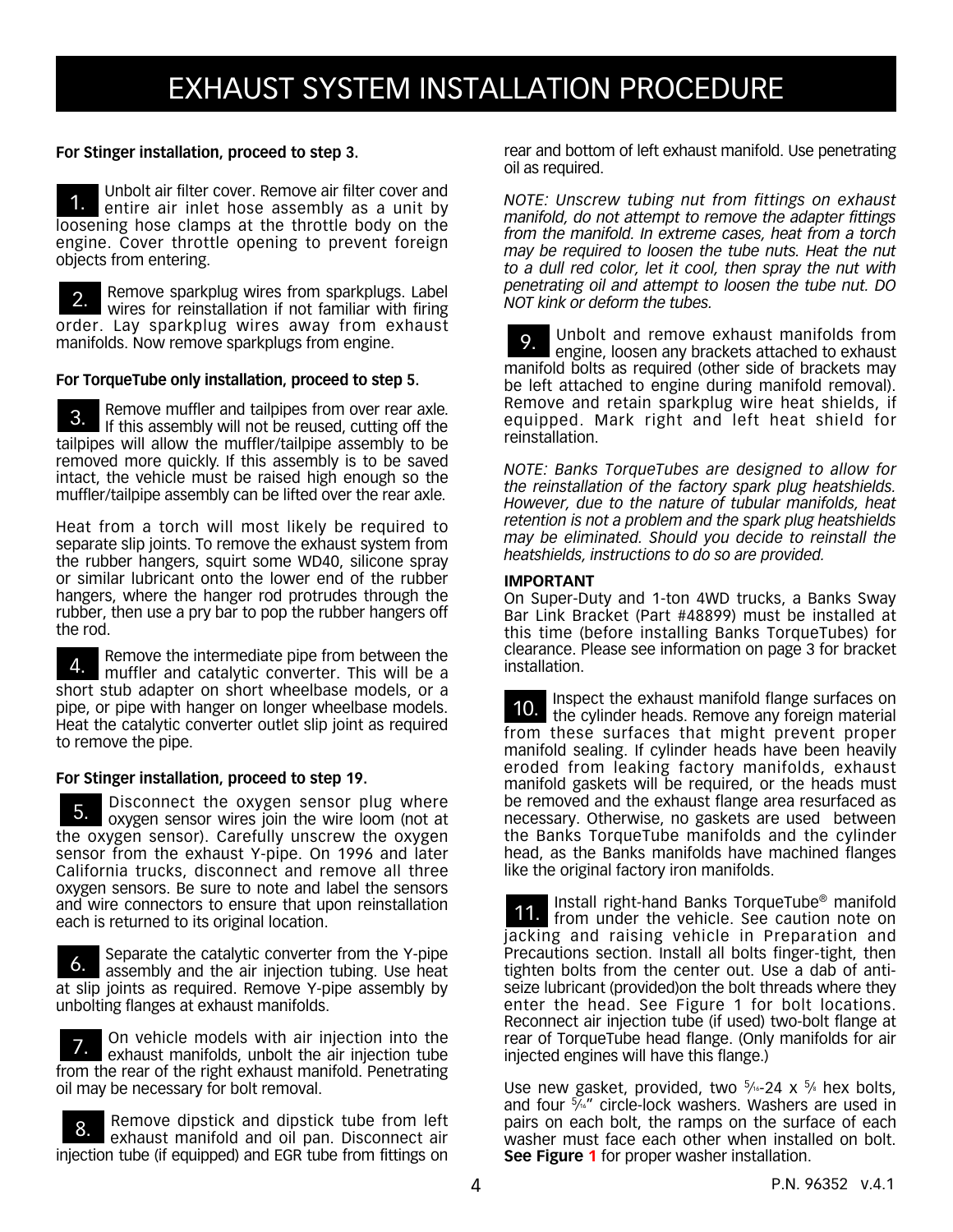# EXHAUST SYSTEM INSTALLATION PROCEDURE

**For Stinger installation, proceed to step 3.**

1. Unbolt air filter cover. Remove air filter cover and entire air inlet hose assembly as a unit by loosening hose clamps at the throttle body on the engine. Cover throttle opening to prevent foreign objects from entering.

2. Remove sparkplug wires from sparkplugs. Label wires for reinstallation if not familiar with firing order. Lay sparkplug wires away from exhaust manifolds. Now remove sparkplugs from engine.

**For TorqueTube only installation, proceed to step 5.**

3. Remove muffler and tailpipes from over rear axle. If this assembly will not be reused, cutting off the tailpipes will allow the muffler/tailpipe assembly to be removed more quickly. If this assembly is to be saved intact, the vehicle must be raised high enough so the muffler/tailpipe assembly can be lifted over the rear axle.

Heat from a torch will most likely be required to separate slip joints. To remove the exhaust system from the rubber hangers, squirt some WD40, silicone spray or similar lubricant onto the lower end of the rubber hangers, where the hanger rod protrudes through the rubber, then use a pry bar to pop the rubber hangers off the rod.

4. Remove the intermediate pipe from between the muffler and catalytic converter. This will be a short stub adapter on short wheelbase models, or a pipe, or pipe with hanger on longer wheelbase models. Heat the catalytic converter outlet slip joint as required to remove the pipe.

**For Stinger installation, proceed to step 19.**

5. Disconnect the oxygen sensor plug where oxygen sensor wires join the wire loom (not at the oxygen sensor). Carefully unscrew the oxygen sensor from the exhaust Y-pipe. On 1996 and later California trucks, disconnect and remove all three oxygen sensors. Be sure to note and label the sensors and wire connectors to ensure that upon reinstallation each is returned to its original location.

6. Separate the catalytic converter from the Y-pipe assembly and the air injection tubing. Use heat at slip joints as required. Remove Y-pipe assembly by unbolting flanges at exhaust manifolds.

7. On vehicle models with air injection into the exhaust manifolds, unbolt the air injection tube from the rear of the right exhaust manifold. Penetrating oil may be necessary for bolt removal.

8. Remove dipstick and dipstick tube from left exhaust manifold and oil pan. Disconnect air injection tube (if equipped) and EGR tube from fittings on rear and bottom of left exhaust manifold. Use penetrating oil as required.

*NOTE: Unscrew tubing nut from fittings on exhaust manifold, do not attempt to remove the adapter fittings from the manifold. In extreme cases, heat from a torch may be required to loosen the tube nuts. Heat the nut to a dull red color, let it cool, then spray the nut with penetrating oil and attempt to loosen the tube nut. DO NOT kink or deform the tubes.*

9. Unbolt and remove exhaust manifolds from engine, loosen any brackets attached to exhaust manifold bolts as required (other side of brackets may be left attached to engine during manifold removal). Remove and retain sparkplug wire heat shields, if equipped. Mark right and left heat shield for reinstallation.

*NOTE: Banks TorqueTubes are designed to allow for the reinstallation of the factory spark plug heatshields. However, due to the nature of tubular manifolds, heat retention is not a problem and the spark plug heatshields may be eliminated. Should you decide to reinstall the heatshields, instructions to do so are provided.*

**IMPORTANT**
On Super-Duty and 1-ton 4WD trucks, a Banks Sway Bar Link Bracket (Part #48899) must be installed at this time (before installing Banks TorqueTubes) for clearance. Please see information on page 3 for bracket installation.

10. Inspect the exhaust manifold flange surfaces on the cylinder heads. Remove any foreign material from these surfaces that might prevent proper manifold sealing. If cylinder heads have been heavily eroded from leaking factory manifolds, exhaust manifold gaskets will be required, or the heads must be removed and the exhaust flange area resurfaced as necessary. Otherwise, no gaskets are used between the Banks TorqueTube manifolds and the cylinder head, as the Banks manifolds have machined flanges like the original factory iron manifolds.

11. Install right-hand Banks TorqueTube® manifold from under the vehicle. See caution note on jacking and raising vehicle in Preparation and Precautions section. Install all bolts finger-tight, then tighten bolts from the center out. Use a dab of anti-seize lubricant (provided)on the bolt threads where they enter the head. See Figure 1 for bolt locations. Reconnect air injection tube (if used) two-bolt flange at rear of TorqueTube head flange. (Only manifolds for air injected engines will have this flange.)

Use new gasket, provided, two 5⁄16-24 x 5⁄8 hex bolts, and four 5⁄16" circle-lock washers. Washers are used in pairs on each bolt, the ramps on the surface of each washer must face each other when installed on bolt. **See Figure 1** for proper washer installation.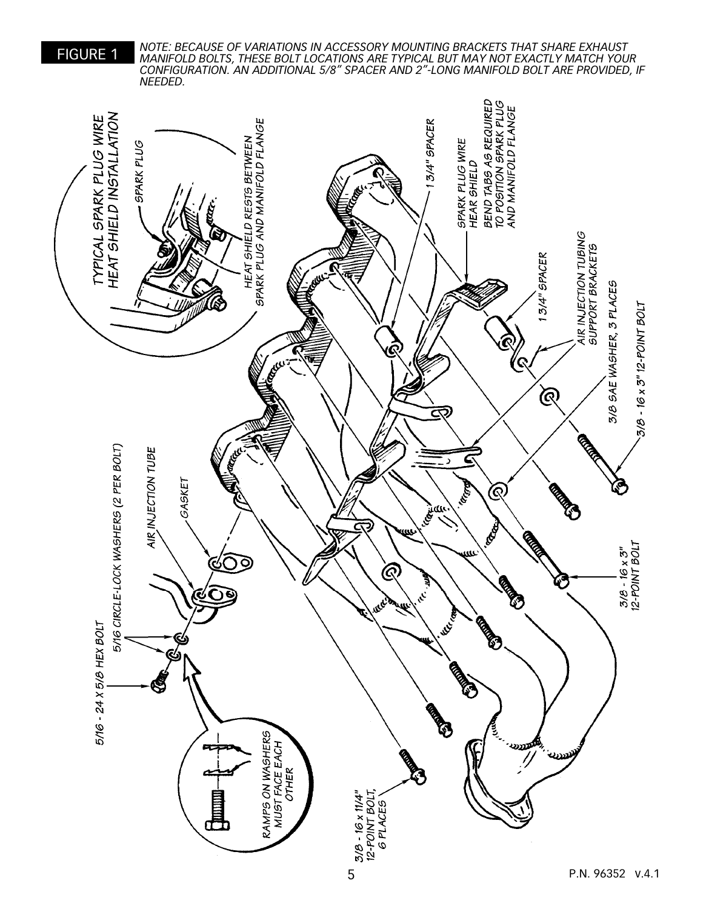FIGURE 1

*NOTE: BECAUSE OF VARIATIONS IN ACCESSORY MOUNTING BRACKETS THAT SHARE EXHAUST MANIFOLD BOLTS, THESE BOLT LOCATIONS ARE TYPICAL BUT MAY NOT EXACTLY MATCH YOUR CONFIGURATION. AN ADDITIONAL 5/8" SPACER AND 2"-LONG MANIFOLD BOLT ARE PROVIDED, IF NEEDED.*

TYPICAL SPARK PLUG WIRE HEAT SHIELD INSTALLATION

SPARK PLUG

HEAT SHIELD RESTS BETWEEN SPARK PLUG AND MANIFOLD FLANGE

1 3/4" SPACER

SPARK PLUG WIRE HEAR SHIELD

BEND TABS AS REQUIRED TO POSITION SPARK PLUG AND MANIFOLD FLANGE

1 3/4" SPACER

AIR INJECTION TUBING SUPPORT BRACKETS

3/8 SAE WASHER, 3 PLACES

3/8 - 16 x 3" 12-POINT BOLT

3/8 - 16 x 3" 12-POINT BOLT

5/16 CIRCLE-LOCK WASHERS (2 PER BOLT)

AIR INJECTION TUBE

GASKET

5/16 - 24 X 5/8 HEX BOLT

RAMPS ON WASHERS MUST FACE EACH OTHER

3/8 - 16 x 11/4" 12-POINT BOLT, 6 PLACES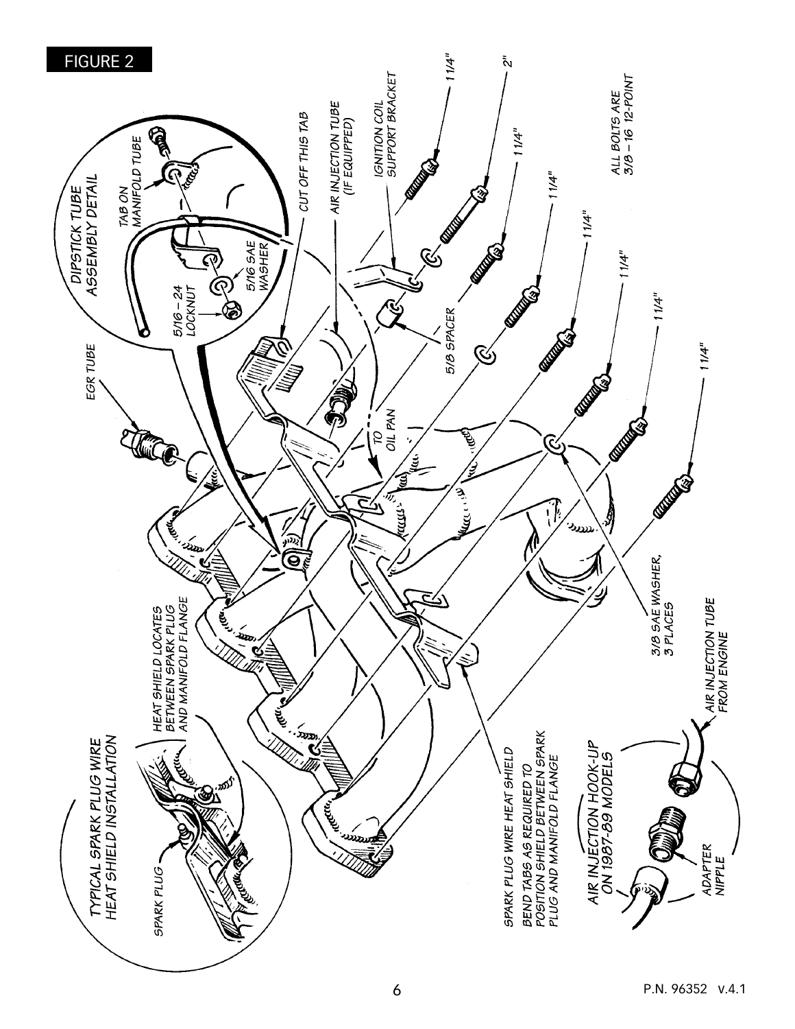FIGURE 2

DIPSTICK TUBE ASSEMBLY DETAIL

TAB ON MANIFOLD TUBE

5/16 SAE WASHER

5/16 – 24 LOCKNUT

EGR TUBE

CUT OFF THIS TAB

AIR INJECTION TUBE (IF EQUIPPED)

IGNITION COIL SUPPORT BRACKET

5/8 SPACER

TO OIL PAN

1 1/4"

2"

1 1/4"

1 1/4"

1 1/4"

1 1/4"

1 1/4"

1 1/4"

1 1/4"

ALL BOLTS ARE 3/8 – 16 12-POINT

3/8 SAE WASHER, 3 PLACES

TYPICAL SPARK PLUG WIRE HEAT SHIELD INSTALLATION

SPARK PLUG

HEAT SHIELD LOCATES BETWEEN SPARK PLUG AND MANIFOLD FLANGE

SPARK PLUG WIRE HEAT SHIELD

BEND TABS AS REQUIRED TO POSITION SHIELD BETWEEN SPARK PLUG AND MANIFOLD FLANGE

AIR INJECTION HOOK-UP ON 1987-89 MODELS

AIR INJECTION TUBE FROM ENGINE

ADAPTER NIPPLE

P.N. 96352 v.4.1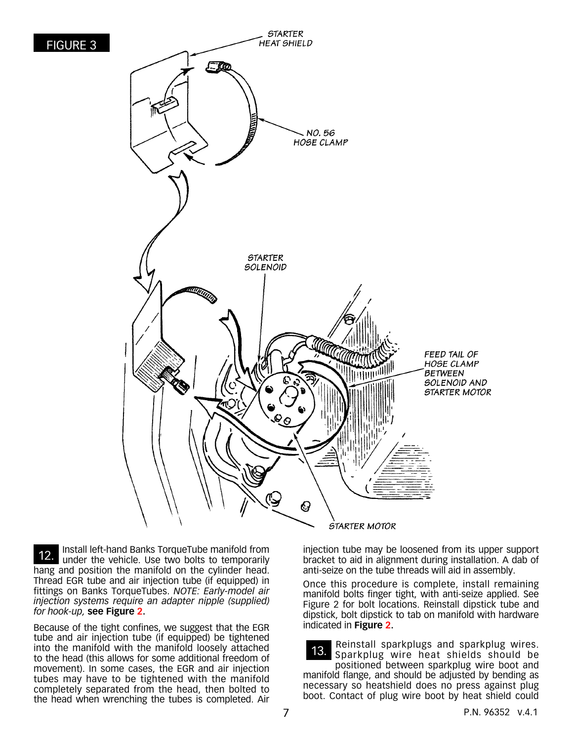FIGURE 3

STARTER HEAT SHIELD

NO. 56 HOSE CLAMP

STARTER SOLENOID

FEED TAIL OF HOSE CLAMP BETWEEN SOLENOID AND STARTER MOTOR

STARTER MOTOR

**12.** Install left-hand Banks TorqueTube manifold from under the vehicle. Use two bolts to temporarily hang and position the manifold on the cylinder head. Thread EGR tube and air injection tube (if equipped) in fittings on Banks TorqueTubes. *NOTE: Early-model air injection systems require an adapter nipple (supplied) for hook-up,* **see Figure 2.**

Because of the tight confines, we suggest that the EGR tube and air injection tube (if equipped) be tightened into the manifold with the manifold loosely attached to the head (this allows for some additional freedom of movement). In some cases, the EGR and air injection tubes may have to be tightened with the manifold completely separated from the head, then bolted to the head when wrenching the tubes is completed. Air injection tube may be loosened from its upper support bracket to aid in alignment during installation. A dab of anti-seize on the tube threads will aid in assembly.

Once this procedure is complete, install remaining manifold bolts finger tight, with anti-seize applied. See Figure 2 for bolt locations. Reinstall dipstick tube and dipstick, bolt dipstick to tab on manifold with hardware indicated in **Figure 2.**

**13.** Reinstall sparkplugs and sparkplug wires. Sparkplug wire heat shields should be positioned between sparkplug wire boot and manifold flange, and should be adjusted by bending as necessary so heatshield does no press against plug boot. Contact of plug wire boot by heat shield could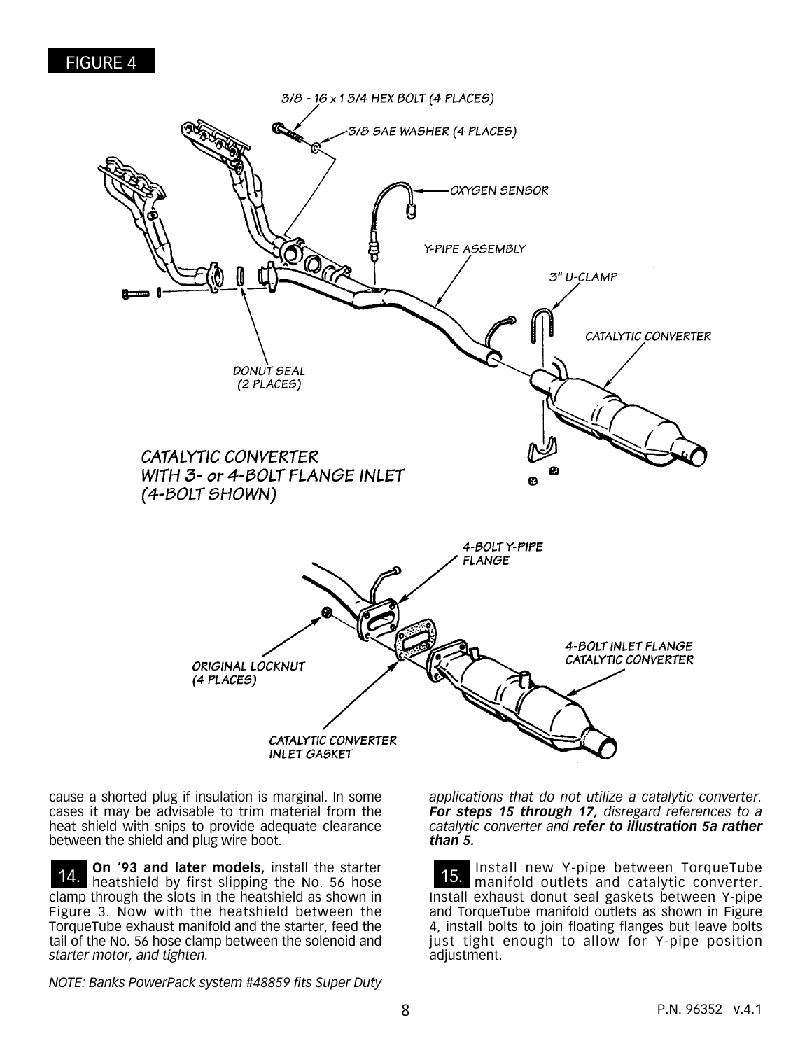FIGURE 4

3/8 - 16 x 1 3/4 HEX BOLT (4 PLACES)

3/8 SAE WASHER (4 PLACES)

OXYGEN SENSOR

Y-PIPE ASSEMBLY

3" U-CLAMP

CATALYTIC CONVERTER

DONUT SEAL (2 PLACES)

CATALYTIC CONVERTER WITH 3- or 4-BOLT FLANGE INLET (4-BOLT SHOWN)

4-BOLT Y-PIPE FLANGE

4-BOLT INLET FLANGE CATALYTIC CONVERTER

ORIGINAL LOCKNUT (4 PLACES)

CATALYTIC CONVERTER INLET GASKET

cause a shorted plug if insulation is marginal. In some cases it may be advisable to trim material from the heat shield with snips to provide adequate clearance between the shield and plug wire boot.

**14.** **On '93 and later models,** install the starter heatshield by first slipping the No. 56 hose clamp through the slots in the heatshield as shown in Figure 3. Now with the heatshield between the TorqueTube exhaust manifold and the starter, feed the tail of the No. 56 hose clamp between the solenoid and *starter motor, and tighten.*

*NOTE: Banks PowerPack system #48859 fits Super Duty applications that do not utilize a catalytic converter.* ***For steps 15 through 17,*** *disregard references to a catalytic converter and* ***refer to illustration 5a rather than 5.***

**15.** Install new Y-pipe between TorqueTube manifold outlets and catalytic converter. Install exhaust donut seal gaskets between Y-pipe and TorqueTube manifold outlets as shown in Figure 4, install bolts to join floating flanges but leave bolts just tight enough to allow for Y-pipe position adjustment.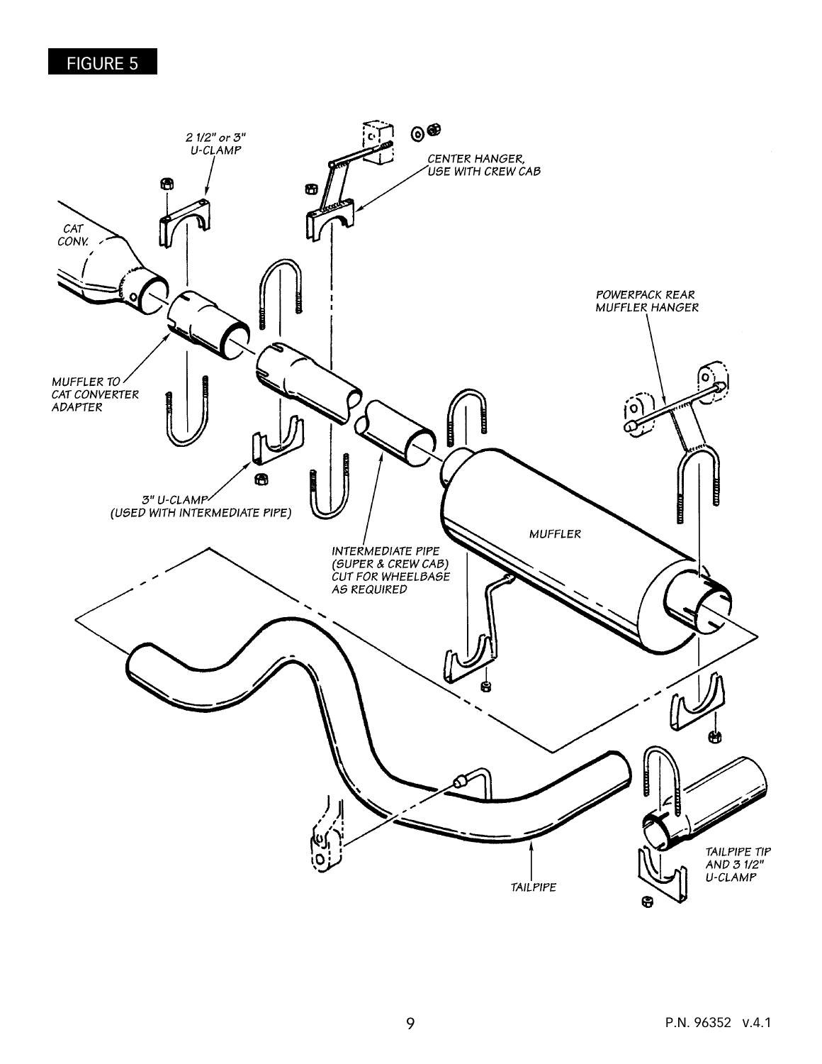FIGURE 5

2 1/2" or 3" U-CLAMP

CENTER HANGER, USE WITH CREW CAB

CAT CONV.

POWERPACK REAR MUFFLER HANGER

MUFFLER TO CAT CONVERTER ADAPTER

3" U-CLAMP (USED WITH INTERMEDIATE PIPE)

MUFFLER

INTERMEDIATE PIPE (SUPER & CREW CAB) CUT FOR WHEELBASE AS REQUIRED

TAILPIPE TIP AND 3 1/2" U-CLAMP

TAILPIPE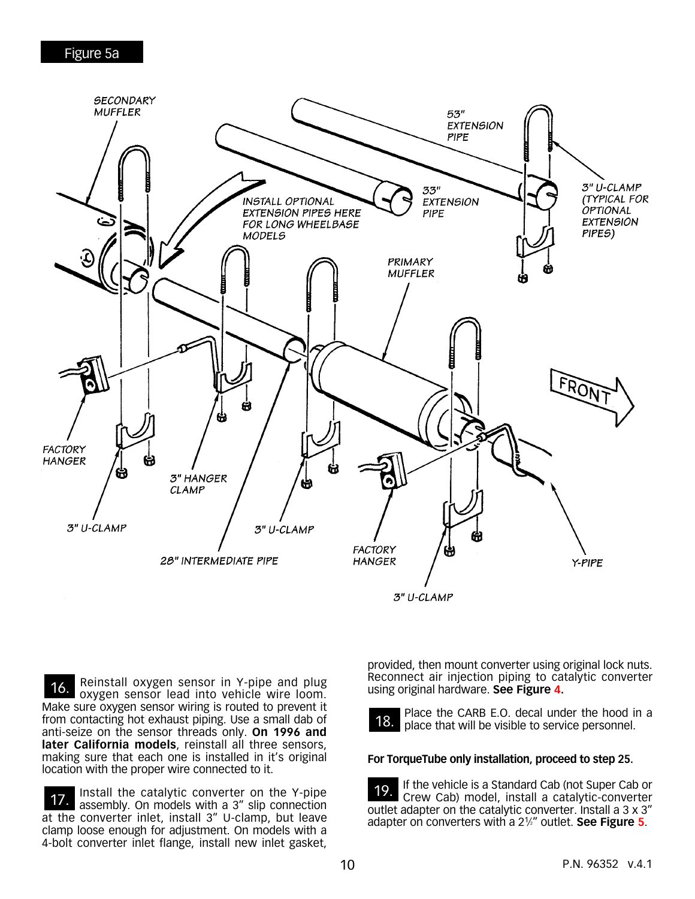Figure 5a

SECONDARY MUFFLER

53" EXTENSION PIPE

3" U-CLAMP (TYPICAL FOR OPTIONAL EXTENSION PIPES)

INSTALL OPTIONAL EXTENSION PIPES HERE FOR LONG WHEELBASE MODELS

33" EXTENSION PIPE

PRIMARY MUFFLER

FRONT

FACTORY HANGER

3" HANGER CLAMP

3" U-CLAMP

3" U-CLAMP

28" INTERMEDIATE PIPE

FACTORY HANGER

Y-PIPE

3" U-CLAMP

**16.** Reinstall oxygen sensor in Y-pipe and plug oxygen sensor lead into vehicle wire loom. Make sure oxygen sensor wiring is routed to prevent it from contacting hot exhaust piping. Use a small dab of anti-seize on the sensor threads only. **On 1996 and later California models**, reinstall all three sensors, making sure that each one is installed in it's original location with the proper wire connected to it.

**17.** Install the catalytic converter on the Y-pipe assembly. On models with a 3" slip connection at the converter inlet, install 3" U-clamp, but leave clamp loose enough for adjustment. On models with a 4-bolt converter inlet flange, install new inlet gasket, provided, then mount converter using original lock nuts. Reconnect air injection piping to catalytic converter using original hardware. **See Figure 4.**

**18.** Place the CARB E.O. decal under the hood in a place that will be visible to service personnel.

**For TorqueTube only installation, proceed to step 25.**

**19.** If the vehicle is a Standard Cab (not Super Cab or Crew Cab) model, install a catalytic-converter outlet adapter on the catalytic converter. Install a 3 x 3" adapter on converters with a 2½" outlet. **See Figure 5**.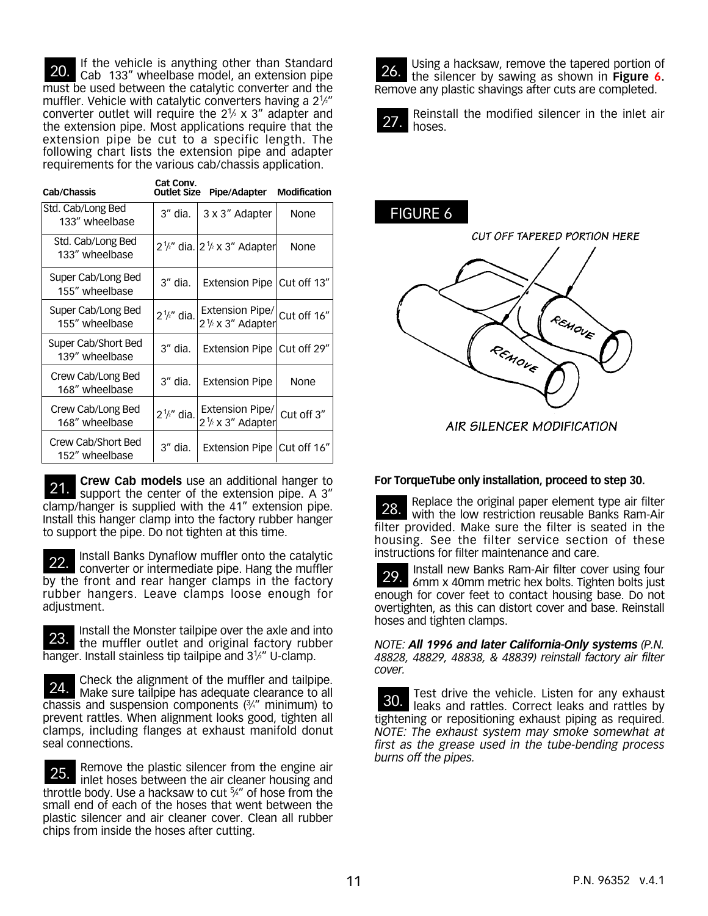**20.** If the vehicle is anything other than Standard Cab 133" wheelbase model, an extension pipe must be used between the catalytic converter and the muffler. Vehicle with catalytic converters having a 2½" converter outlet will require the 2½ x 3" adapter and the extension pipe. Most applications require that the extension pipe be cut to a specific length. The following chart lists the extension pipe and adapter requirements for the various cab/chassis application.

| Cab/Chassis | Cat Conv. Outlet Size | Pipe/Adapter | Modification |
|---|---|---|---|
| Std. Cab/Long Bed 133" wheelbase | 3" dia. | 3 x 3" Adapter | None |
| Std. Cab/Long Bed 133" wheelbase | 2½" dia. | 2½ x 3" Adapter | None |
| Super Cab/Long Bed 155" wheelbase | 3" dia. | Extension Pipe | Cut off 13" |
| Super Cab/Long Bed 155" wheelbase | 2½" dia. | Extension Pipe/ 2½ x 3" Adapter | Cut off 16" |
| Super Cab/Short Bed 139" wheelbase | 3" dia. | Extension Pipe | Cut off 29" |
| Crew Cab/Long Bed 168" wheelbase | 3" dia. | Extension Pipe | None |
| Crew Cab/Long Bed 168" wheelbase | 2½" dia. | Extension Pipe/ 2½ x 3" Adapter | Cut off 3" |
| Crew Cab/Short Bed 152" wheelbase | 3" dia. | Extension Pipe | Cut off 16" |

**21.** **Crew Cab models** use an additional hanger to support the center of the extension pipe. A 3" clamp/hanger is supplied with the 41" extension pipe. Install this hanger clamp into the factory rubber hanger to support the pipe. Do not tighten at this time.

**22.** Install Banks Dynaflow muffler onto the catalytic converter or intermediate pipe. Hang the muffler by the front and rear hanger clamps in the factory rubber hangers. Leave clamps loose enough for adjustment.

**23.** Install the Monster tailpipe over the axle and into the muffler outlet and original factory rubber hanger. Install stainless tip tailpipe and 3½" U-clamp.

**24.** Check the alignment of the muffler and tailpipe. Make sure tailpipe has adequate clearance to all chassis and suspension components (¾" minimum) to prevent rattles. When alignment looks good, tighten all clamps, including flanges at exhaust manifold donut seal connections.

**25.** Remove the plastic silencer from the engine air inlet hoses between the air cleaner housing and throttle body. Use a hacksaw to cut ⅝" of hose from the small end of each of the hoses that went between the plastic silencer and air cleaner cover. Clean all rubber chips from inside the hoses after cutting.

**26.** Using a hacksaw, remove the tapered portion of the silencer by sawing as shown in **Figure 6**. Remove any plastic shavings after cuts are completed.

**27.** Reinstall the modified silencer in the inlet air hoses.

**FIGURE 6**

CUT OFF TAPERED PORTION HERE

REMOVE

REMOVE

AIR SILENCER MODIFICATION

**For TorqueTube only installation, proceed to step 30.**

**28.** Replace the original paper element type air filter with the low restriction reusable Banks Ram-Air filter provided. Make sure the filter is seated in the housing. See the filter service section of these instructions for filter maintenance and care.

**29.** Install new Banks Ram-Air filter cover using four 6mm x 40mm metric hex bolts. Tighten bolts just enough for cover feet to contact housing base. Do not overtighten, as this can distort cover and base. Reinstall hoses and tighten clamps.

*NOTE: **All 1996 and later California-Only systems** (P.N. 48828, 48829, 48838, & 48839) reinstall factory air filter cover.*

**30.** Test drive the vehicle. Listen for any exhaust leaks and rattles. Correct leaks and rattles by tightening or repositioning exhaust piping as required. *NOTE: The exhaust system may smoke somewhat at first as the grease used in the tube-bending process burns off the pipes.*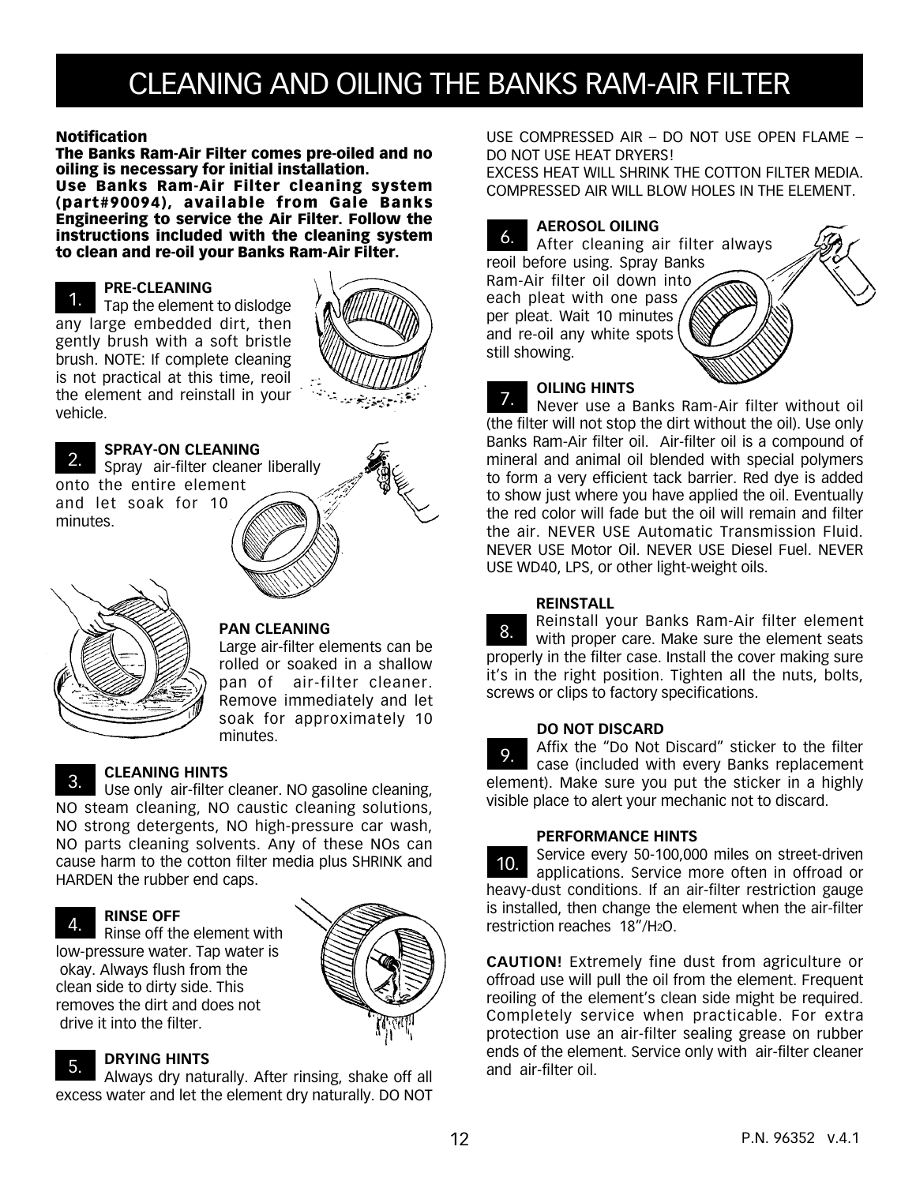// Banks Ram-Air Filter cleaning page transcribed; no images were detected, so no image refs. Footer omitted.
# CLEANING AND OILING THE BANKS RAM-AIR FILTER

**Notification**
**The Banks Ram-Air Filter comes pre-oiled and no oiling is necessary for initial installation.**
**Use Banks Ram-Air Filter cleaning system (part#90094), available from Gale Banks Engineering to service the Air Filter. Follow the instructions included with the cleaning system to clean and re-oil your Banks Ram-Air Filter.**

**1. PRE-CLEANING**
Tap the element to dislodge any large embedded dirt, then gently brush with a soft bristle brush. NOTE: If complete cleaning is not practical at this time, reoil the element and reinstall in your vehicle.

**2. SPRAY-ON CLEANING**
Spray air-filter cleaner liberally onto the entire element and let soak for 10 minutes.

**PAN CLEANING**
Large air-filter elements can be rolled or soaked in a shallow pan of air-filter cleaner. Remove immediately and let soak for approximately 10 minutes.

**3. CLEANING HINTS**
Use only air-filter cleaner. NO gasoline cleaning, NO steam cleaning, NO caustic cleaning solutions, NO strong detergents, NO high-pressure car wash, NO parts cleaning solvents. Any of these NOs can cause harm to the cotton filter media plus SHRINK and HARDEN the rubber end caps.

**4. RINSE OFF**
Rinse off the element with low-pressure water. Tap water is okay. Always flush from the clean side to dirty side. This removes the dirt and does not drive it into the filter.

**5. DRYING HINTS**
Always dry naturally. After rinsing, shake off all excess water and let the element dry naturally. DO NOT USE COMPRESSED AIR – DO NOT USE OPEN FLAME – DO NOT USE HEAT DRYERS!
EXCESS HEAT WILL SHRINK THE COTTON FILTER MEDIA. COMPRESSED AIR WILL BLOW HOLES IN THE ELEMENT.

**6. AEROSOL OILING**
After cleaning air filter always reoil before using. Spray Banks Ram-Air filter oil down into each pleat with one pass per pleat. Wait 10 minutes and re-oil any white spots still showing.

**7. OILING HINTS**
Never use a Banks Ram-Air filter without oil (the filter will not stop the dirt without the oil). Use only Banks Ram-Air filter oil. Air-filter oil is a compound of mineral and animal oil blended with special polymers to form a very efficient tack barrier. Red dye is added to show just where you have applied the oil. Eventually the red color will fade but the oil will remain and filter the air. NEVER USE Automatic Transmission Fluid. NEVER USE Motor Oil. NEVER USE Diesel Fuel. NEVER USE WD40, LPS, or other light-weight oils.

**8. REINSTALL**
Reinstall your Banks Ram-Air filter element with proper care. Make sure the element seats properly in the filter case. Install the cover making sure it's in the right position. Tighten all the nuts, bolts, screws or clips to factory specifications.

**9. DO NOT DISCARD**
Affix the "Do Not Discard" sticker to the filter case (included with every Banks replacement element). Make sure you put the sticker in a highly visible place to alert your mechanic not to discard.

**10. PERFORMANCE HINTS**
Service every 50-100,000 miles on street-driven applications. Service more often in offroad or heavy-dust conditions. If an air-filter restriction gauge is installed, then change the element when the air-filter restriction reaches 18"/$H_2O$.

**CAUTION!** Extremely fine dust from agriculture or offroad use will pull the oil from the element. Frequent reoiling of the element's clean side might be required. Completely service when practicable. For extra protection use an air-filter sealing grease on rubber ends of the element. Service only with air-filter cleaner and air-filter oil.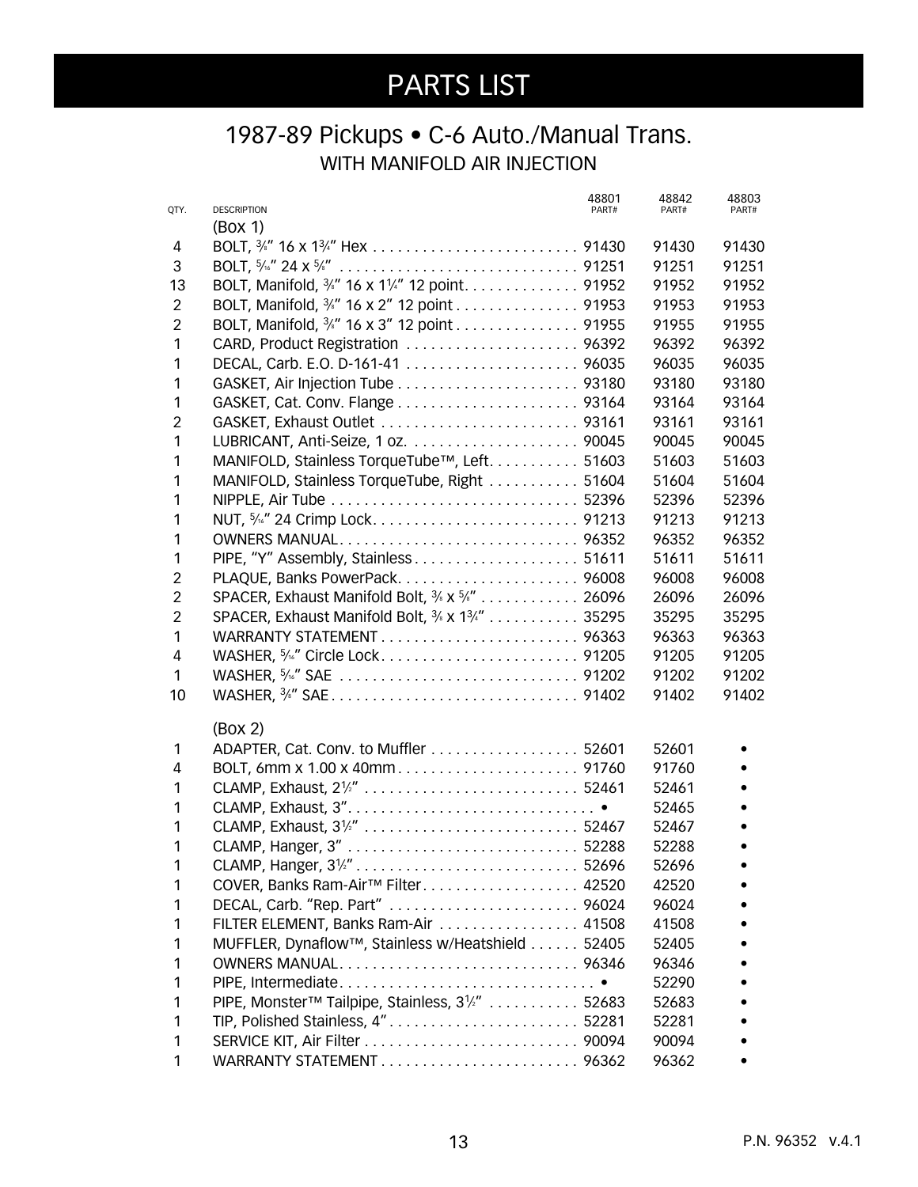# PARTS LIST

## 1987-89 Pickups • C-6 Auto./Manual Trans.

### WITH MANIFOLD AIR INJECTION

| QTY. | DESCRIPTION | 48801 PART# | 48842 PART# | 48803 PART# |
|---|---|---|---|---|
| | (Box 1) | | | |
| 4 | BOLT, ⅜" 16 x 1¾" Hex | 91430 | 91430 | 91430 |
| 3 | BOLT, 5/16" 24 x ⅝" | 91251 | 91251 | 91251 |
| 13 | BOLT, Manifold, ⅜" 16 x 1¼" 12 point | 91952 | 91952 | 91952 |
| 2 | BOLT, Manifold, ⅜" 16 x 2" 12 point | 91953 | 91953 | 91953 |
| 2 | BOLT, Manifold, ⅜" 16 x 3" 12 point | 91955 | 91955 | 91955 |
| 1 | CARD, Product Registration | 96392 | 96392 | 96392 |
| 1 | DECAL, Carb. E.O. D-161-41 | 96035 | 96035 | 96035 |
| 1 | GASKET, Air Injection Tube | 93180 | 93180 | 93180 |
| 1 | GASKET, Cat. Conv. Flange | 93164 | 93164 | 93164 |
| 2 | GASKET, Exhaust Outlet | 93161 | 93161 | 93161 |
| 1 | LUBRICANT, Anti-Seize, 1 oz. | 90045 | 90045 | 90045 |
| 1 | MANIFOLD, Stainless TorqueTube™, Left | 51603 | 51603 | 51603 |
| 1 | MANIFOLD, Stainless TorqueTube, Right | 51604 | 51604 | 51604 |
| 1 | NIPPLE, Air Tube | 52396 | 52396 | 52396 |
| 1 | NUT, 5/16" 24 Crimp Lock | 91213 | 91213 | 91213 |
| 1 | OWNERS MANUAL | 96352 | 96352 | 96352 |
| 1 | PIPE, "Y" Assembly, Stainless | 51611 | 51611 | 51611 |
| 2 | PLAQUE, Banks PowerPack | 96008 | 96008 | 96008 |
| 2 | SPACER, Exhaust Manifold Bolt, ⅜ x ⅝" | 26096 | 26096 | 26096 |
| 2 | SPACER, Exhaust Manifold Bolt, ⅜ x 1¾" | 35295 | 35295 | 35295 |
| 1 | WARRANTY STATEMENT | 96363 | 96363 | 96363 |
| 4 | WASHER, 5/16" Circle Lock | 91205 | 91205 | 91205 |
| 1 | WASHER, 5/16" SAE | 91202 | 91202 | 91202 |
| 10 | WASHER, ⅜" SAE | 91402 | 91402 | 91402 |
| | (Box 2) | | | |
| 1 | ADAPTER, Cat. Conv. to Muffler | 52601 | 52601 | • |
| 4 | BOLT, 6mm x 1.00 x 40mm | 91760 | 91760 | • |
| 1 | CLAMP, Exhaust, 2½" | 52461 | 52461 | • |
| 1 | CLAMP, Exhaust, 3" | • | 52465 | • |
| 1 | CLAMP, Exhaust, 3½" | 52467 | 52467 | • |
| 1 | CLAMP, Hanger, 3" | 52288 | 52288 | • |
| 1 | CLAMP, Hanger, 3½" | 52696 | 52696 | • |
| 1 | COVER, Banks Ram-Air™ Filter | 42520 | 42520 | • |
| 1 | DECAL, Carb. "Rep. Part" | 96024 | 96024 | • |
| 1 | FILTER ELEMENT, Banks Ram-Air | 41508 | 41508 | • |
| 1 | MUFFLER, Dynaflow™, Stainless w/Heatshield | 52405 | 52405 | • |
| 1 | OWNERS MANUAL | 96346 | 96346 | • |
| 1 | PIPE, Intermediate | • | 52290 | • |
| 1 | PIPE, Monster™ Tailpipe, Stainless, 3½" | 52683 | 52683 | • |
| 1 | TIP, Polished Stainless, 4" | 52281 | 52281 | • |
| 1 | SERVICE KIT, Air Filter | 90094 | 90094 | • |
| 1 | WARRANTY STATEMENT | 96362 | 96362 | • |

P.N. 96352 v.4.1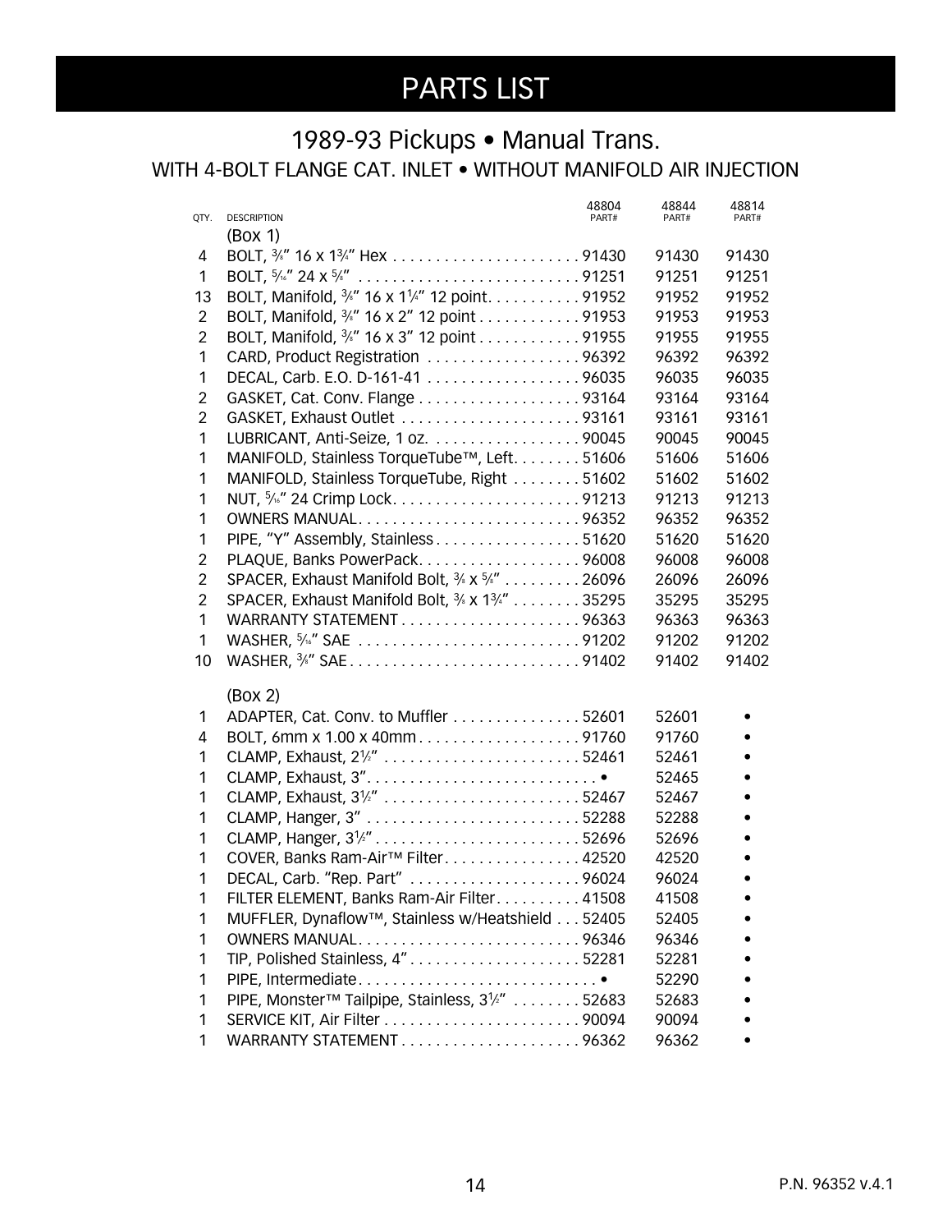# PARTS LIST

## 1989-93 Pickups • Manual Trans.

### WITH 4-BOLT FLANGE CAT. INLET • WITHOUT MANIFOLD AIR INJECTION

| QTY. | DESCRIPTION | 48804 PART# | 48844 PART# | 48814 PART# |
|---|---|---|---|---|
| | (Box 1) | | | |
| 4 | BOLT, 3⁄8" 16 x 1¾" Hex | 91430 | 91430 | 91430 |
| 1 | BOLT, 5⁄16" 24 x 5⁄8" | 91251 | 91251 | 91251 |
| 13 | BOLT, Manifold, 3⁄8" 16 x 1¼" 12 point | 91952 | 91952 | 91952 |
| 2 | BOLT, Manifold, 3⁄8" 16 x 2" 12 point | 91953 | 91953 | 91953 |
| 2 | BOLT, Manifold, 3⁄8" 16 x 3" 12 point | 91955 | 91955 | 91955 |
| 1 | CARD, Product Registration | 96392 | 96392 | 96392 |
| 1 | DECAL, Carb. E.O. D-161-41 | 96035 | 96035 | 96035 |
| 2 | GASKET, Cat. Conv. Flange | 93164 | 93164 | 93164 |
| 2 | GASKET, Exhaust Outlet | 93161 | 93161 | 93161 |
| 1 | LUBRICANT, Anti-Seize, 1 oz. | 90045 | 90045 | 90045 |
| 1 | MANIFOLD, Stainless TorqueTube™, Left | 51606 | 51606 | 51606 |
| 1 | MANIFOLD, Stainless TorqueTube, Right | 51602 | 51602 | 51602 |
| 1 | NUT, 5⁄16" 24 Crimp Lock | 91213 | 91213 | 91213 |
| 1 | OWNERS MANUAL | 96352 | 96352 | 96352 |
| 1 | PIPE, "Y" Assembly, Stainless | 51620 | 51620 | 51620 |
| 2 | PLAQUE, Banks PowerPack | 96008 | 96008 | 96008 |
| 2 | SPACER, Exhaust Manifold Bolt, ¾ x 5⁄8" | 26096 | 26096 | 26096 |
| 2 | SPACER, Exhaust Manifold Bolt, 3⁄8 x 1¾" | 35295 | 35295 | 35295 |
| 1 | WARRANTY STATEMENT | 96363 | 96363 | 96363 |
| 1 | WASHER, 5⁄16" SAE | 91202 | 91202 | 91202 |
| 10 | WASHER, 3⁄8" SAE | 91402 | 91402 | 91402 |
| | (Box 2) | | | |
| 1 | ADAPTER, Cat. Conv. to Muffler | 52601 | 52601 | • |
| 4 | BOLT, 6mm x 1.00 x 40mm | 91760 | 91760 | • |
| 1 | CLAMP, Exhaust, 2½" | 52461 | 52461 | • |
| 1 | CLAMP, Exhaust, 3" | • | 52465 | • |
| 1 | CLAMP, Exhaust, 3½" | 52467 | 52467 | • |
| 1 | CLAMP, Hanger, 3" | 52288 | 52288 | • |
| 1 | CLAMP, Hanger, 3½" | 52696 | 52696 | • |
| 1 | COVER, Banks Ram-Air™ Filter | 42520 | 42520 | • |
| 1 | DECAL, Carb. "Rep. Part" | 96024 | 96024 | • |
| 1 | FILTER ELEMENT, Banks Ram-Air Filter | 41508 | 41508 | • |
| 1 | MUFFLER, Dynaflow™, Stainless w/Heatshield | 52405 | 52405 | • |
| 1 | OWNERS MANUAL | 96346 | 96346 | • |
| 1 | TIP, Polished Stainless, 4" | 52281 | 52281 | • |
| 1 | PIPE, Intermediate | • | 52290 | • |
| 1 | PIPE, Monster™ Tailpipe, Stainless, 3½" | 52683 | 52683 | • |
| 1 | SERVICE KIT, Air Filter | 90094 | 90094 | • |
| 1 | WARRANTY STATEMENT | 96362 | 96362 | • |

P.N. 96352 v.4.1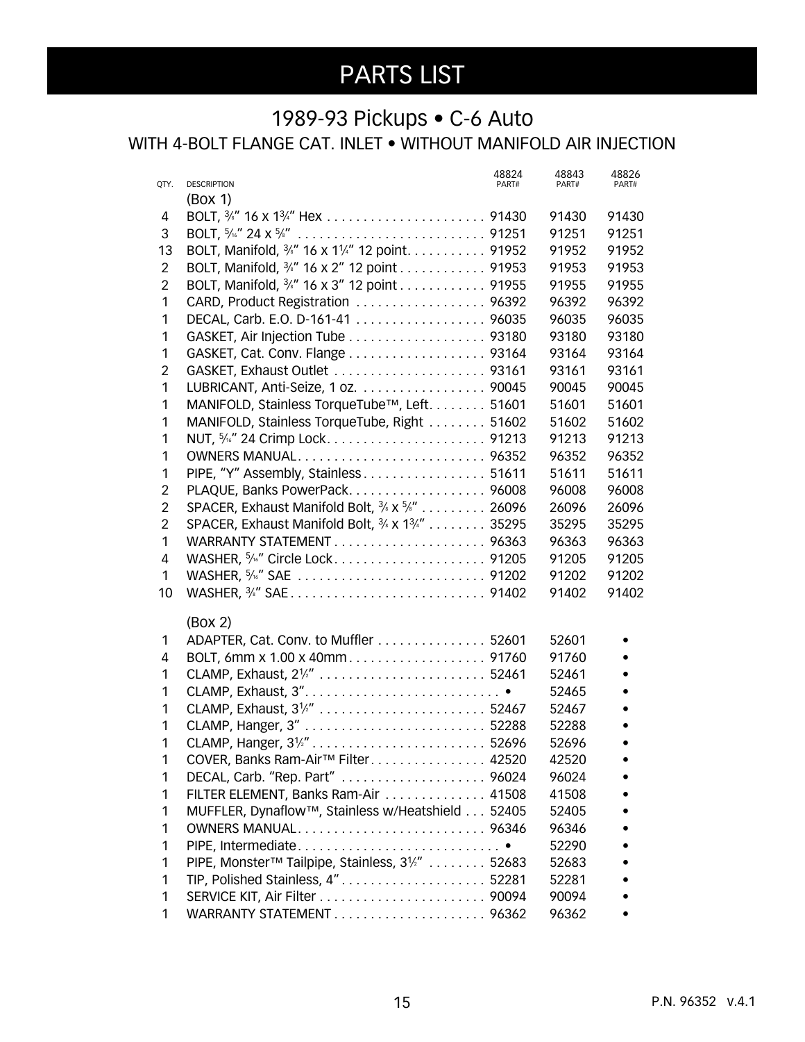# PARTS LIST

## 1989-93 Pickups • C-6 Auto

### WITH 4-BOLT FLANGE CAT. INLET • WITHOUT MANIFOLD AIR INJECTION

| QTY. | DESCRIPTION | 48824 PART# | 48843 PART# | 48826 PART# |
|---|---|---|---|---|
| | (Box 1) | | | |
| 4 | BOLT, 3/8" 16 x 1 3/4" Hex | 91430 | 91430 | 91430 |
| 3 | BOLT, 5/16" 24 x 5/8" | 91251 | 91251 | 91251 |
| 13 | BOLT, Manifold, 3/8" 16 x 1 1/4" 12 point | 91952 | 91952 | 91952 |
| 2 | BOLT, Manifold, 3/8" 16 x 2" 12 point | 91953 | 91953 | 91953 |
| 2 | BOLT, Manifold, 3/8" 16 x 3" 12 point | 91955 | 91955 | 91955 |
| 1 | CARD, Product Registration | 96392 | 96392 | 96392 |
| 1 | DECAL, Carb. E.O. D-161-41 | 96035 | 96035 | 96035 |
| 1 | GASKET, Air Injection Tube | 93180 | 93180 | 93180 |
| 1 | GASKET, Cat. Conv. Flange | 93164 | 93164 | 93164 |
| 2 | GASKET, Exhaust Outlet | 93161 | 93161 | 93161 |
| 1 | LUBRICANT, Anti-Seize, 1 oz. | 90045 | 90045 | 90045 |
| 1 | MANIFOLD, Stainless TorqueTube™, Left | 51601 | 51601 | 51601 |
| 1 | MANIFOLD, Stainless TorqueTube, Right | 51602 | 51602 | 51602 |
| 1 | NUT, 5/16" 24 Crimp Lock | 91213 | 91213 | 91213 |
| 1 | OWNERS MANUAL | 96352 | 96352 | 96352 |
| 1 | PIPE, "Y" Assembly, Stainless | 51611 | 51611 | 51611 |
| 2 | PLAQUE, Banks PowerPack | 96008 | 96008 | 96008 |
| 2 | SPACER, Exhaust Manifold Bolt, 3/8 x 5/8" | 26096 | 26096 | 26096 |
| 2 | SPACER, Exhaust Manifold Bolt, 3/8 x 1 3/4" | 35295 | 35295 | 35295 |
| 1 | WARRANTY STATEMENT | 96363 | 96363 | 96363 |
| 4 | WASHER, 5/16" Circle Lock | 91205 | 91205 | 91205 |
| 1 | WASHER, 5/16" SAE | 91202 | 91202 | 91202 |
| 10 | WASHER, 3/8" SAE | 91402 | 91402 | 91402 |
| | (Box 2) | | | |
| 1 | ADAPTER, Cat. Conv. to Muffler | 52601 | 52601 | • |
| 4 | BOLT, 6mm x 1.00 x 40mm | 91760 | 91760 | • |
| 1 | CLAMP, Exhaust, 2 1/2" | 52461 | 52461 | • |
| 1 | CLAMP, Exhaust, 3" | • | 52465 | • |
| 1 | CLAMP, Exhaust, 3 1/2" | 52467 | 52467 | • |
| 1 | CLAMP, Hanger, 3" | 52288 | 52288 | • |
| 1 | CLAMP, Hanger, 3 1/2" | 52696 | 52696 | • |
| 1 | COVER, Banks Ram-Air™ Filter | 42520 | 42520 | • |
| 1 | DECAL, Carb. "Rep. Part" | 96024 | 96024 | • |
| 1 | FILTER ELEMENT, Banks Ram-Air | 41508 | 41508 | • |
| 1 | MUFFLER, Dynaflow™, Stainless w/Heatshield | 52405 | 52405 | • |
| 1 | OWNERS MANUAL | 96346 | 96346 | • |
| 1 | PIPE, Intermediate | • | 52290 | • |
| 1 | PIPE, Monster™ Tailpipe, Stainless, 3 1/2" | 52683 | 52683 | • |
| 1 | TIP, Polished Stainless, 4" | 52281 | 52281 | • |
| 1 | SERVICE KIT, Air Filter | 90094 | 90094 | • |
| 1 | WARRANTY STATEMENT | 96362 | 96362 | • |

P.N. 96352 v.4.1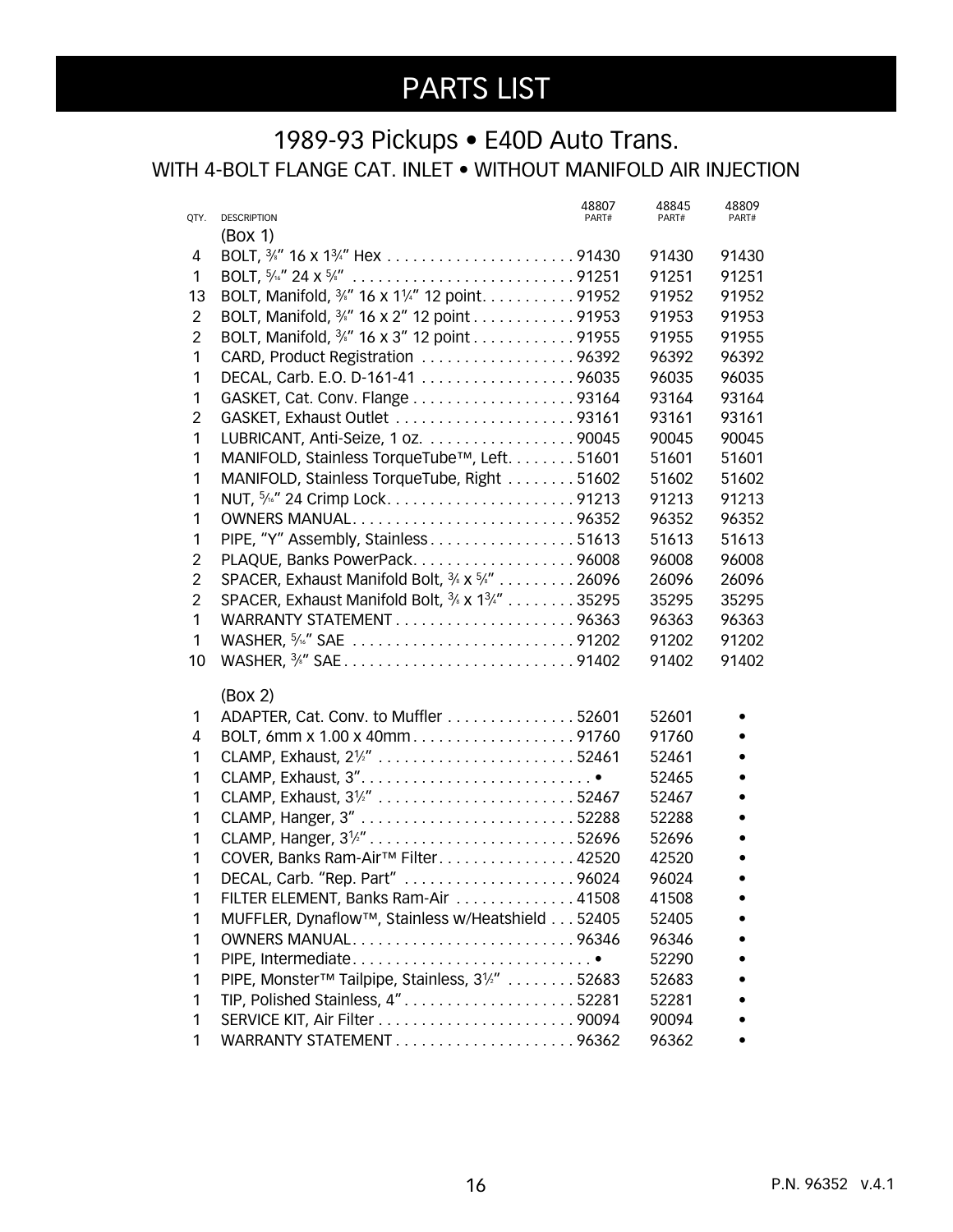# PARTS LIST

## 1989-93 Pickups • E40D Auto Trans.

### WITH 4-BOLT FLANGE CAT. INLET • WITHOUT MANIFOLD AIR INJECTION

| QTY. | DESCRIPTION | 48807 PART# | 48845 PART# | 48809 PART# |
|---|---|---|---|---|
| | (Box 1) | | | |
| 4 | BOLT, ⅜" 16 x 1¾" Hex | 91430 | 91430 | 91430 |
| 1 | BOLT, 5/16" 24 x ⅝" | 91251 | 91251 | 91251 |
| 13 | BOLT, Manifold, ⅜" 16 x 1¼" 12 point | 91952 | 91952 | 91952 |
| 2 | BOLT, Manifold, ⅜" 16 x 2" 12 point | 91953 | 91953 | 91953 |
| 2 | BOLT, Manifold, ⅜" 16 x 3" 12 point | 91955 | 91955 | 91955 |
| 1 | CARD, Product Registration | 96392 | 96392 | 96392 |
| 1 | DECAL, Carb. E.O. D-161-41 | 96035 | 96035 | 96035 |
| 1 | GASKET, Cat. Conv. Flange | 93164 | 93164 | 93164 |
| 2 | GASKET, Exhaust Outlet | 93161 | 93161 | 93161 |
| 1 | LUBRICANT, Anti-Seize, 1 oz. | 90045 | 90045 | 90045 |
| 1 | MANIFOLD, Stainless TorqueTube™, Left | 51601 | 51601 | 51601 |
| 1 | MANIFOLD, Stainless TorqueTube, Right | 51602 | 51602 | 51602 |
| 1 | NUT, 5/16" 24 Crimp Lock | 91213 | 91213 | 91213 |
| 1 | OWNERS MANUAL | 96352 | 96352 | 96352 |
| 1 | PIPE, "Y" Assembly, Stainless | 51613 | 51613 | 51613 |
| 2 | PLAQUE, Banks PowerPack | 96008 | 96008 | 96008 |
| 2 | SPACER, Exhaust Manifold Bolt, ⅜ x ⅝" | 26096 | 26096 | 26096 |
| 2 | SPACER, Exhaust Manifold Bolt, ⅜ x 1¾" | 35295 | 35295 | 35295 |
| 1 | WARRANTY STATEMENT | 96363 | 96363 | 96363 |
| 1 | WASHER, 5/16" SAE | 91202 | 91202 | 91202 |
| 10 | WASHER, ⅜" SAE | 91402 | 91402 | 91402 |
| | (Box 2) | | | |
| 1 | ADAPTER, Cat. Conv. to Muffler | 52601 | 52601 | • |
| 4 | BOLT, 6mm x 1.00 x 40mm | 91760 | 91760 | • |
| 1 | CLAMP, Exhaust, 2½" | 52461 | 52461 | • |
| 1 | CLAMP, Exhaust, 3" | • | 52465 | • |
| 1 | CLAMP, Exhaust, 3½" | 52467 | 52467 | • |
| 1 | CLAMP, Hanger, 3" | 52288 | 52288 | • |
| 1 | CLAMP, Hanger, 3½" | 52696 | 52696 | • |
| 1 | COVER, Banks Ram-Air™ Filter | 42520 | 42520 | • |
| 1 | DECAL, Carb. "Rep. Part" | 96024 | 96024 | • |
| 1 | FILTER ELEMENT, Banks Ram-Air | 41508 | 41508 | • |
| 1 | MUFFLER, Dynaflow™, Stainless w/Heatshield | 52405 | 52405 | • |
| 1 | OWNERS MANUAL | 96346 | 96346 | • |
| 1 | PIPE, Intermediate | • | 52290 | • |
| 1 | PIPE, Monster™ Tailpipe, Stainless, 3½" | 52683 | 52683 | • |
| 1 | TIP, Polished Stainless, 4" | 52281 | 52281 | • |
| 1 | SERVICE KIT, Air Filter | 90094 | 90094 | • |
| 1 | WARRANTY STATEMENT | 96362 | 96362 | • |

P.N. 96352 v.4.1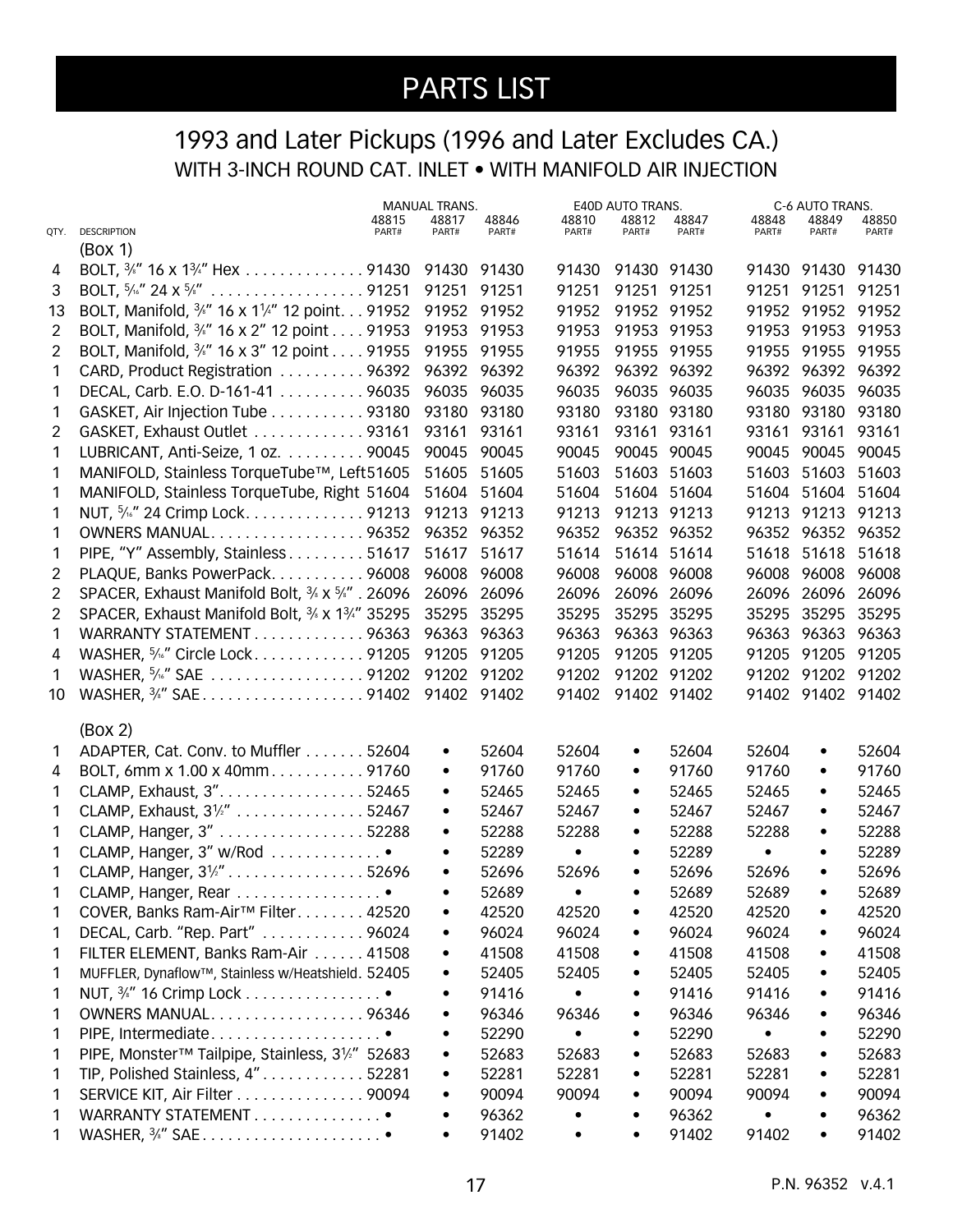# PARTS LIST

## 1993 and Later Pickups (1996 and Later Excludes CA.)

### WITH 3-INCH ROUND CAT. INLET • WITH MANIFOLD AIR INJECTION

| QTY. | DESCRIPTION | MANUAL TRANS. 48815 PART# | 48817 PART# | 48846 PART# | E40D AUTO TRANS. 48810 PART# | 48812 PART# | 48847 PART# | C-6 AUTO TRANS. 48848 PART# | 48849 PART# | 48850 PART# |
|---|---|---|---|---|---|---|---|---|---|---|
| | (Box 1) | | | | | | | | | |
| 4 | BOLT, ⅜" 16 x 1¾" Hex | 91430 | 91430 | 91430 | 91430 | 91430 | 91430 | 91430 | 91430 | 91430 |
| 3 | BOLT, 5/16" 24 x ⅝" | 91251 | 91251 | 91251 | 91251 | 91251 | 91251 | 91251 | 91251 | 91251 |
| 13 | BOLT, Manifold, ⅜" 16 x 1¼" 12 point | 91952 | 91952 | 91952 | 91952 | 91952 | 91952 | 91952 | 91952 | 91952 |
| 2 | BOLT, Manifold, ⅜" 16 x 2" 12 point | 91953 | 91953 | 91953 | 91953 | 91953 | 91953 | 91953 | 91953 | 91953 |
| 2 | BOLT, Manifold, ⅜" 16 x 3" 12 point | 91955 | 91955 | 91955 | 91955 | 91955 | 91955 | 91955 | 91955 | 91955 |
| 1 | CARD, Product Registration | 96392 | 96392 | 96392 | 96392 | 96392 | 96392 | 96392 | 96392 | 96392 |
| 1 | DECAL, Carb. E.O. D-161-41 | 96035 | 96035 | 96035 | 96035 | 96035 | 96035 | 96035 | 96035 | 96035 |
| 1 | GASKET, Air Injection Tube | 93180 | 93180 | 93180 | 93180 | 93180 | 93180 | 93180 | 93180 | 93180 |
| 2 | GASKET, Exhaust Outlet | 93161 | 93161 | 93161 | 93161 | 93161 | 93161 | 93161 | 93161 | 93161 |
| 1 | LUBRICANT, Anti-Seize, 1 oz. | 90045 | 90045 | 90045 | 90045 | 90045 | 90045 | 90045 | 90045 | 90045 |
| 1 | MANIFOLD, Stainless TorqueTube™, Left | 51605 | 51605 | 51605 | 51603 | 51603 | 51603 | 51603 | 51603 | 51603 |
| 1 | MANIFOLD, Stainless TorqueTube, Right | 51604 | 51604 | 51604 | 51604 | 51604 | 51604 | 51604 | 51604 | 51604 |
| 1 | NUT, 5/16" 24 Crimp Lock | 91213 | 91213 | 91213 | 91213 | 91213 | 91213 | 91213 | 91213 | 91213 |
| 1 | OWNERS MANUAL | 96352 | 96352 | 96352 | 96352 | 96352 | 96352 | 96352 | 96352 | 96352 |
| 1 | PIPE, "Y" Assembly, Stainless | 51617 | 51617 | 51617 | 51614 | 51614 | 51614 | 51618 | 51618 | 51618 |
| 2 | PLAQUE, Banks PowerPack | 96008 | 96008 | 96008 | 96008 | 96008 | 96008 | 96008 | 96008 | 96008 |
| 2 | SPACER, Exhaust Manifold Bolt, ⅜ x ⅝" | 26096 | 26096 | 26096 | 26096 | 26096 | 26096 | 26096 | 26096 | 26096 |
| 2 | SPACER, Exhaust Manifold Bolt, ⅜ x 1¾" | 35295 | 35295 | 35295 | 35295 | 35295 | 35295 | 35295 | 35295 | 35295 |
| 1 | WARRANTY STATEMENT | 96363 | 96363 | 96363 | 96363 | 96363 | 96363 | 96363 | 96363 | 96363 |
| 4 | WASHER, 5/16" Circle Lock | 91205 | 91205 | 91205 | 91205 | 91205 | 91205 | 91205 | 91205 | 91205 |
| 1 | WASHER, 5/16" SAE | 91202 | 91202 | 91202 | 91202 | 91202 | 91202 | 91202 | 91202 | 91202 |
| 10 | WASHER, ⅜" SAE | 91402 | 91402 | 91402 | 91402 | 91402 | 91402 | 91402 | 91402 | 91402 |
| | (Box 2) | | | | | | | | | |
| 1 | ADAPTER, Cat. Conv. to Muffler | 52604 | • | 52604 | 52604 | • | 52604 | 52604 | • | 52604 |
| 4 | BOLT, 6mm x 1.00 x 40mm | 91760 | • | 91760 | 91760 | • | 91760 | 91760 | • | 91760 |
| 1 | CLAMP, Exhaust, 3" | 52465 | • | 52465 | 52465 | • | 52465 | 52465 | • | 52465 |
| 1 | CLAMP, Exhaust, 3½" | 52467 | • | 52467 | 52467 | • | 52467 | 52467 | • | 52467 |
| 1 | CLAMP, Hanger, 3" | 52288 | • | 52288 | 52288 | • | 52288 | 52288 | • | 52288 |
| 1 | CLAMP, Hanger, 3" w/Rod | • | • | 52289 | • | • | 52289 | • | • | 52289 |
| 1 | CLAMP, Hanger, 3½" | 52696 | • | 52696 | 52696 | • | 52696 | 52696 | • | 52696 |
| 1 | CLAMP, Hanger, Rear | • | • | 52689 | • | • | 52689 | 52689 | • | 52689 |
| 1 | COVER, Banks Ram-Air™ Filter | 42520 | • | 42520 | 42520 | • | 42520 | 42520 | • | 42520 |
| 1 | DECAL, Carb. "Rep. Part" | 96024 | • | 96024 | 96024 | • | 96024 | 96024 | • | 96024 |
| 1 | FILTER ELEMENT, Banks Ram-Air | 41508 | • | 41508 | 41508 | • | 41508 | 41508 | • | 41508 |
| 1 | MUFFLER, Dynaflow™, Stainless w/Heatshield | 52405 | • | 52405 | 52405 | • | 52405 | 52405 | • | 52405 |
| 1 | NUT, ⅜" 16 Crimp Lock | • | • | 91416 | • | • | 91416 | 91416 | • | 91416 |
| 1 | OWNERS MANUAL | 96346 | • | 96346 | 96346 | • | 96346 | 96346 | • | 96346 |
| 1 | PIPE, Intermediate | • | • | 52290 | • | • | 52290 | • | • | 52290 |
| 1 | PIPE, Monster™ Tailpipe, Stainless, 3½" | 52683 | • | 52683 | 52683 | • | 52683 | 52683 | • | 52683 |
| 1 | TIP, Polished Stainless, 4" | 52281 | • | 52281 | 52281 | • | 52281 | 52281 | • | 52281 |
| 1 | SERVICE KIT, Air Filter | 90094 | • | 90094 | 90094 | • | 90094 | 90094 | • | 90094 |
| 1 | WARRANTY STATEMENT | • | • | 96362 | • | • | 96362 | • | • | 96362 |
| 1 | WASHER, ⅜" SAE | • | • | 91402 | • | • | 91402 | 91402 | • | 91402 |

P.N. 96352 v.4.1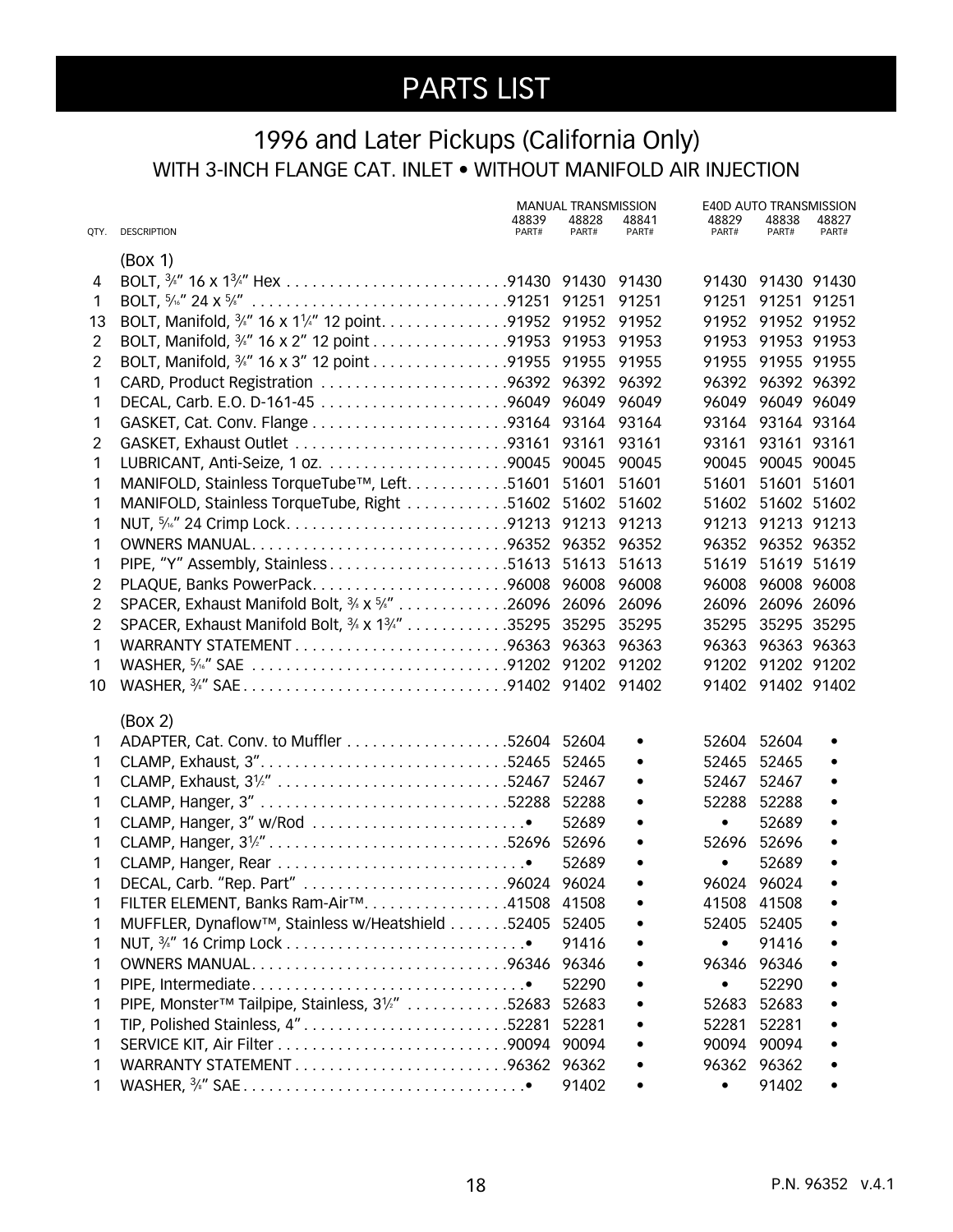# PARTS LIST

## 1996 and Later Pickups (California Only)

### WITH 3-INCH FLANGE CAT. INLET • WITHOUT MANIFOLD AIR INJECTION

| QTY. | DESCRIPTION | MANUAL TRANSMISSION 48839 PART# | 48828 PART# | 48841 PART# | E40D AUTO TRANSMISSION 48829 PART# | 48838 PART# | 48827 PART# |
|---|---|---|---|---|---|---|---|
| | (Box 1) | | | | | | |
| 4 | BOLT, ⅜" 16 x 1¾" Hex | 91430 | 91430 | 91430 | 91430 | 91430 | 91430 |
| 1 | BOLT, 5⁄16" 24 x ⅝" | 91251 | 91251 | 91251 | 91251 | 91251 | 91251 |
| 13 | BOLT, Manifold, ⅜" 16 x 1¼" 12 point | 91952 | 91952 | 91952 | 91952 | 91952 | 91952 |
| 2 | BOLT, Manifold, ⅜" 16 x 2" 12 point | 91953 | 91953 | 91953 | 91953 | 91953 | 91953 |
| 2 | BOLT, Manifold, ⅜" 16 x 3" 12 point | 91955 | 91955 | 91955 | 91955 | 91955 | 91955 |
| 1 | CARD, Product Registration | 96392 | 96392 | 96392 | 96392 | 96392 | 96392 |
| 1 | DECAL, Carb. E.O. D-161-45 | 96049 | 96049 | 96049 | 96049 | 96049 | 96049 |
| 1 | GASKET, Cat. Conv. Flange | 93164 | 93164 | 93164 | 93164 | 93164 | 93164 |
| 2 | GASKET, Exhaust Outlet | 93161 | 93161 | 93161 | 93161 | 93161 | 93161 |
| 1 | LUBRICANT, Anti-Seize, 1 oz. | 90045 | 90045 | 90045 | 90045 | 90045 | 90045 |
| 1 | MANIFOLD, Stainless TorqueTube™, Left | 51601 | 51601 | 51601 | 51601 | 51601 | 51601 |
| 1 | MANIFOLD, Stainless TorqueTube, Right | 51602 | 51602 | 51602 | 51602 | 51602 | 51602 |
| 1 | NUT, 5⁄16" 24 Crimp Lock | 91213 | 91213 | 91213 | 91213 | 91213 | 91213 |
| 1 | OWNERS MANUAL | 96352 | 96352 | 96352 | 96352 | 96352 | 96352 |
| 1 | PIPE, "Y" Assembly, Stainless | 51613 | 51613 | 51613 | 51619 | 51619 | 51619 |
| 2 | PLAQUE, Banks PowerPack | 96008 | 96008 | 96008 | 96008 | 96008 | 96008 |
| 2 | SPACER, Exhaust Manifold Bolt, ⅜ x ⅝" | 26096 | 26096 | 26096 | 26096 | 26096 | 26096 |
| 2 | SPACER, Exhaust Manifold Bolt, ⅜ x 1¾" | 35295 | 35295 | 35295 | 35295 | 35295 | 35295 |
| 1 | WARRANTY STATEMENT | 96363 | 96363 | 96363 | 96363 | 96363 | 96363 |
| 1 | WASHER, 5⁄16" SAE | 91202 | 91202 | 91202 | 91202 | 91202 | 91202 |
| 10 | WASHER, ⅜" SAE | 91402 | 91402 | 91402 | 91402 | 91402 | 91402 |
| | (Box 2) | | | | | | |
| 1 | ADAPTER, Cat. Conv. to Muffler | 52604 | 52604 | • | 52604 | 52604 | • |
| 1 | CLAMP, Exhaust, 3" | 52465 | 52465 | • | 52465 | 52465 | • |
| 1 | CLAMP, Exhaust, 3½" | 52467 | 52467 | • | 52467 | 52467 | • |
| 1 | CLAMP, Hanger, 3" | 52288 | 52288 | • | 52288 | 52288 | • |
| 1 | CLAMP, Hanger, 3" w/Rod | • | 52689 | • | • | 52689 | • |
| 1 | CLAMP, Hanger, 3½" | 52696 | 52696 | • | 52696 | 52696 | • |
| 1 | CLAMP, Hanger, Rear | • | 52689 | • | • | 52689 | • |
| 1 | DECAL, Carb. "Rep. Part" | 96024 | 96024 | • | 96024 | 96024 | • |
| 1 | FILTER ELEMENT, Banks Ram-Air™ | 41508 | 41508 | • | 41508 | 41508 | • |
| 1 | MUFFLER, Dynaflow™, Stainless w/Heatshield | 52405 | 52405 | • | 52405 | 52405 | • |
| 1 | NUT, ⅜" 16 Crimp Lock | • | 91416 | • | • | 91416 | • |
| 1 | OWNERS MANUAL | 96346 | 96346 | • | 96346 | 96346 | • |
| 1 | PIPE, Intermediate | • | 52290 | • | • | 52290 | • |
| 1 | PIPE, Monster™ Tailpipe, Stainless, 3½" | 52683 | 52683 | • | 52683 | 52683 | • |
| 1 | TIP, Polished Stainless, 4" | 52281 | 52281 | • | 52281 | 52281 | • |
| 1 | SERVICE KIT, Air Filter | 90094 | 90094 | • | 90094 | 90094 | • |
| 1 | WARRANTY STATEMENT | 96362 | 96362 | • | 96362 | 96362 | • |
| 1 | WASHER, ⅜" SAE | • | 91402 | • | • | 91402 | • |

P.N. 96352 v.4.1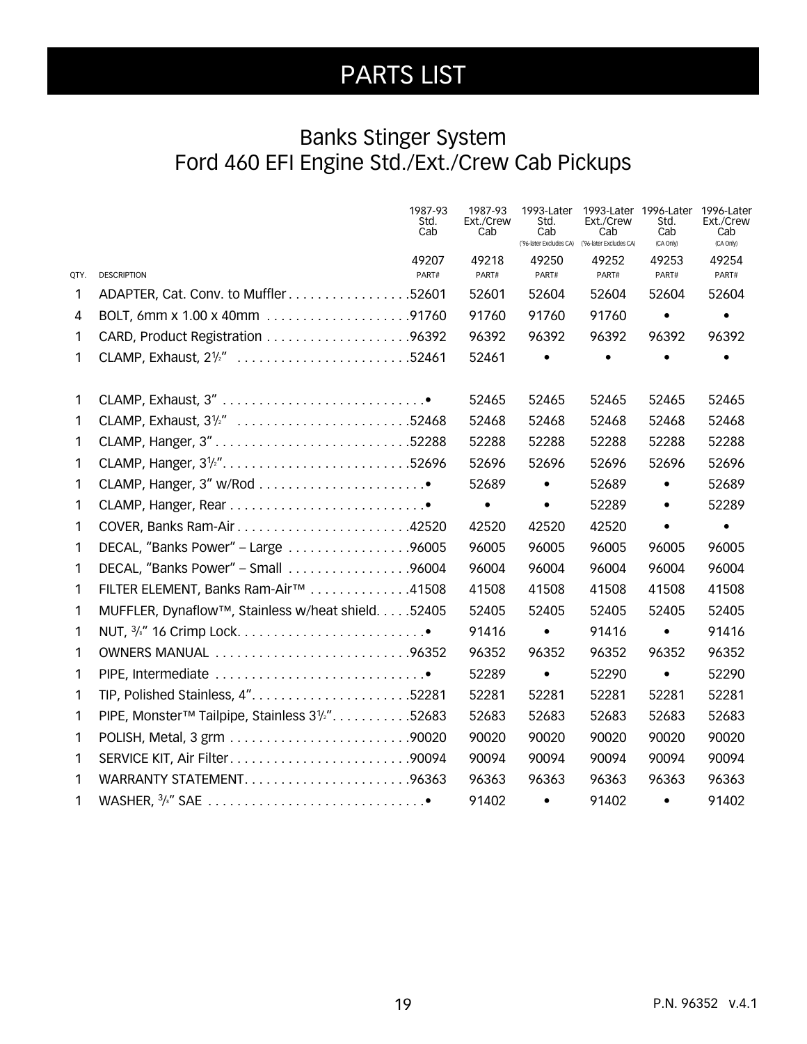# PARTS LIST

## Banks Stinger System
## Ford 460 EFI Engine Std./Ext./Crew Cab Pickups

| QTY. | DESCRIPTION | 1987-93 Std. Cab<br>49207<br>PART# | 1987-93 Ext./Crew Cab<br>49218<br>PART# | 1993-Later Std. Cab ('96-later Excludes CA)<br>49250<br>PART# | 1993-Later Ext./Crew Cab ('96-later Excludes CA)<br>49252<br>PART# | 1996-Later Std. Cab (CA Only)<br>49253<br>PART# | 1996-Later Ext./Crew Cab (CA Only)<br>49254<br>PART# |
|---|---|---|---|---|---|---|---|
| 1 | ADAPTER, Cat. Conv. to Muffler | 52601 | 52601 | 52604 | 52604 | 52604 | 52604 |
| 4 | BOLT, 6mm x 1.00 x 40mm | 91760 | 91760 | 91760 | 91760 | • | • |
| 1 | CARD, Product Registration | 96392 | 96392 | 96392 | 96392 | 96392 | 96392 |
| 1 | CLAMP, Exhaust, 2½" | 52461 | 52461 | • | • | • | • |
| 1 | CLAMP, Exhaust, 3" | • | 52465 | 52465 | 52465 | 52465 | 52465 |
| 1 | CLAMP, Exhaust, 3½" | 52468 | 52468 | 52468 | 52468 | 52468 | 52468 |
| 1 | CLAMP, Hanger, 3" | 52288 | 52288 | 52288 | 52288 | 52288 | 52288 |
| 1 | CLAMP, Hanger, 3½" | 52696 | 52696 | 52696 | 52696 | 52696 | 52696 |
| 1 | CLAMP, Hanger, 3" w/Rod | • | 52689 | • | 52689 | • | 52689 |
| 1 | CLAMP, Hanger, Rear | • | • | • | 52289 | • | 52289 |
| 1 | COVER, Banks Ram-Air | 42520 | 42520 | 42520 | 42520 | • | • |
| 1 | DECAL, "Banks Power" – Large | 96005 | 96005 | 96005 | 96005 | 96005 | 96005 |
| 1 | DECAL, "Banks Power" – Small | 96004 | 96004 | 96004 | 96004 | 96004 | 96004 |
| 1 | FILTER ELEMENT, Banks Ram-Air™ | 41508 | 41508 | 41508 | 41508 | 41508 | 41508 |
| 1 | MUFFLER, Dynaflow™, Stainless w/heat shield | 52405 | 52405 | 52405 | 52405 | 52405 | 52405 |
| 1 | NUT, ⅜" 16 Crimp Lock | • | 91416 | • | 91416 | • | 91416 |
| 1 | OWNERS MANUAL | 96352 | 96352 | 96352 | 96352 | 96352 | 96352 |
| 1 | PIPE, Intermediate | • | 52289 | • | 52290 | • | 52290 |
| 1 | TIP, Polished Stainless, 4" | 52281 | 52281 | 52281 | 52281 | 52281 | 52281 |
| 1 | PIPE, Monster™ Tailpipe, Stainless 3½" | 52683 | 52683 | 52683 | 52683 | 52683 | 52683 |
| 1 | POLISH, Metal, 3 grm | 90020 | 90020 | 90020 | 90020 | 90020 | 90020 |
| 1 | SERVICE KIT, Air Filter | 90094 | 90094 | 90094 | 90094 | 90094 | 90094 |
| 1 | WARRANTY STATEMENT | 96363 | 96363 | 96363 | 96363 | 96363 | 96363 |
| 1 | WASHER, ⅜" SAE | • | 91402 | • | 91402 | • | 91402 |

P.N. 96352 v.4.1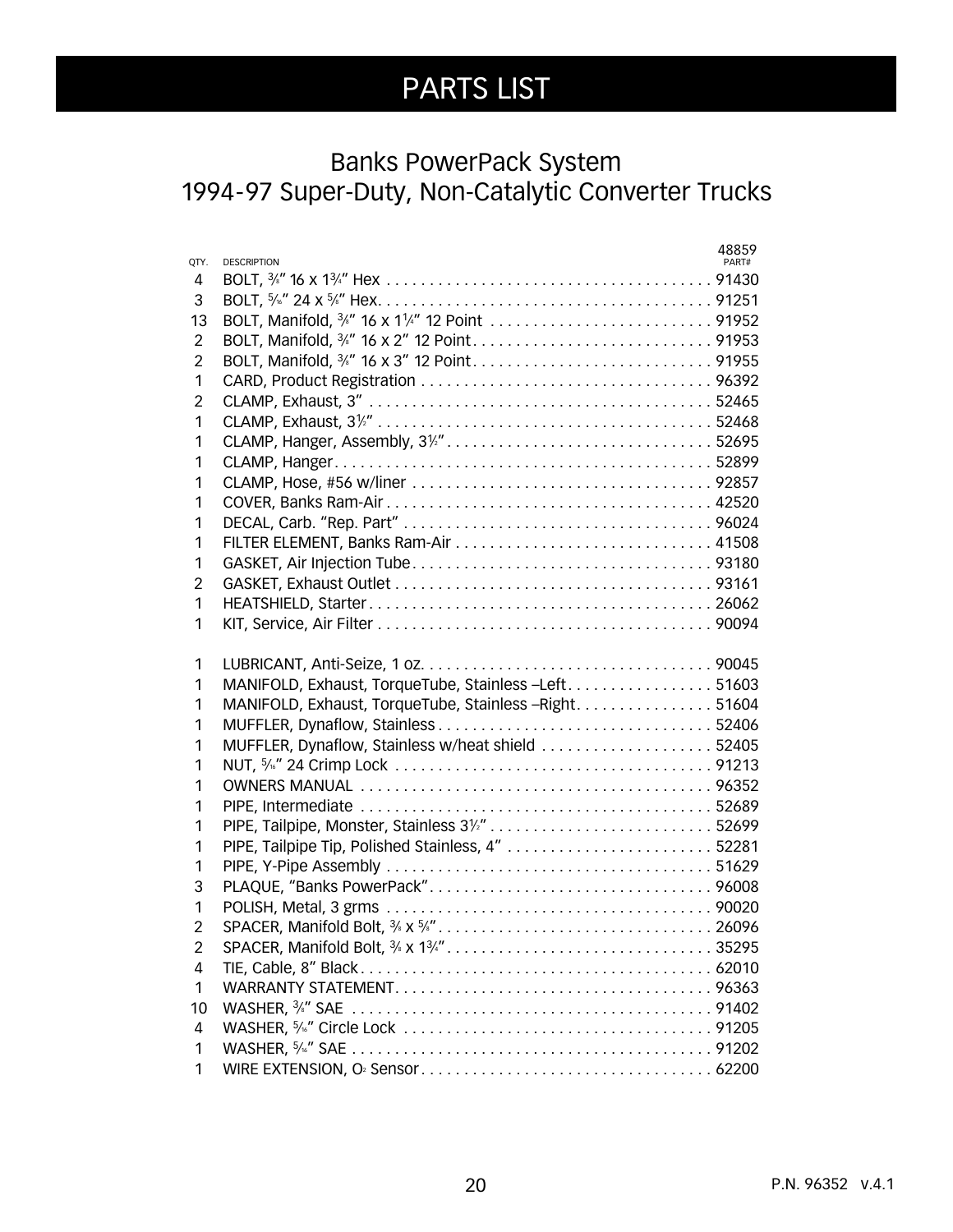# PARTS LIST

## Banks PowerPack System
## 1994-97 Super-Duty, Non-Catalytic Converter Trucks

| QTY. | DESCRIPTION | 48859 PART# |
|---|---|---|
| 4 | BOLT, ⅜" 16 x 1¾" Hex | 91430 |
| 3 | BOLT, 5/16" 24 x ⅝" Hex | 91251 |
| 13 | BOLT, Manifold, ⅜" 16 x 1¼" 12 Point | 91952 |
| 2 | BOLT, Manifold, ⅜" 16 x 2" 12 Point | 91953 |
| 2 | BOLT, Manifold, ⅜" 16 x 3" 12 Point | 91955 |
| 1 | CARD, Product Registration | 96392 |
| 2 | CLAMP, Exhaust, 3" | 52465 |
| 1 | CLAMP, Exhaust, 3½" | 52468 |
| 1 | CLAMP, Hanger, Assembly, 3½" | 52695 |
| 1 | CLAMP, Hanger | 52899 |
| 1 | CLAMP, Hose, #56 w/liner | 92857 |
| 1 | COVER, Banks Ram-Air | 42520 |
| 1 | DECAL, Carb. "Rep. Part" | 96024 |
| 1 | FILTER ELEMENT, Banks Ram-Air | 41508 |
| 1 | GASKET, Air Injection Tube | 93180 |
| 2 | GASKET, Exhaust Outlet | 93161 |
| 1 | HEATSHIELD, Starter | 26062 |
| 1 | KIT, Service, Air Filter | 90094 |
| 1 | LUBRICANT, Anti-Seize, 1 oz. | 90045 |
| 1 | MANIFOLD, Exhaust, TorqueTube, Stainless –Left | 51603 |
| 1 | MANIFOLD, Exhaust, TorqueTube, Stainless –Right | 51604 |
| 1 | MUFFLER, Dynaflow, Stainless | 52406 |
| 1 | MUFFLER, Dynaflow, Stainless w/heat shield | 52405 |
| 1 | NUT, 5/16" 24 Crimp Lock | 91213 |
| 1 | OWNERS MANUAL | 96352 |
| 1 | PIPE, Intermediate | 52689 |
| 1 | PIPE, Tailpipe, Monster, Stainless 3½" | 52699 |
| 1 | PIPE, Tailpipe Tip, Polished Stainless, 4" | 52281 |
| 1 | PIPE, Y-Pipe Assembly | 51629 |
| 3 | PLAQUE, "Banks PowerPack" | 96008 |
| 1 | POLISH, Metal, 3 grms | 90020 |
| 2 | SPACER, Manifold Bolt, ⅜ x ⅝" | 26096 |
| 2 | SPACER, Manifold Bolt, ⅜ x 1¾" | 35295 |
| 4 | TIE, Cable, 8" Black | 62010 |
| 1 | WARRANTY STATEMENT | 96363 |
| 10 | WASHER, ⅜" SAE | 91402 |
| 4 | WASHER, 5/16" Circle Lock | 91205 |
| 1 | WASHER, 5/16" SAE | 91202 |
| 1 | WIRE EXTENSION, $O_2$ Sensor | 62200 |

P.N. 96352 v.4.1